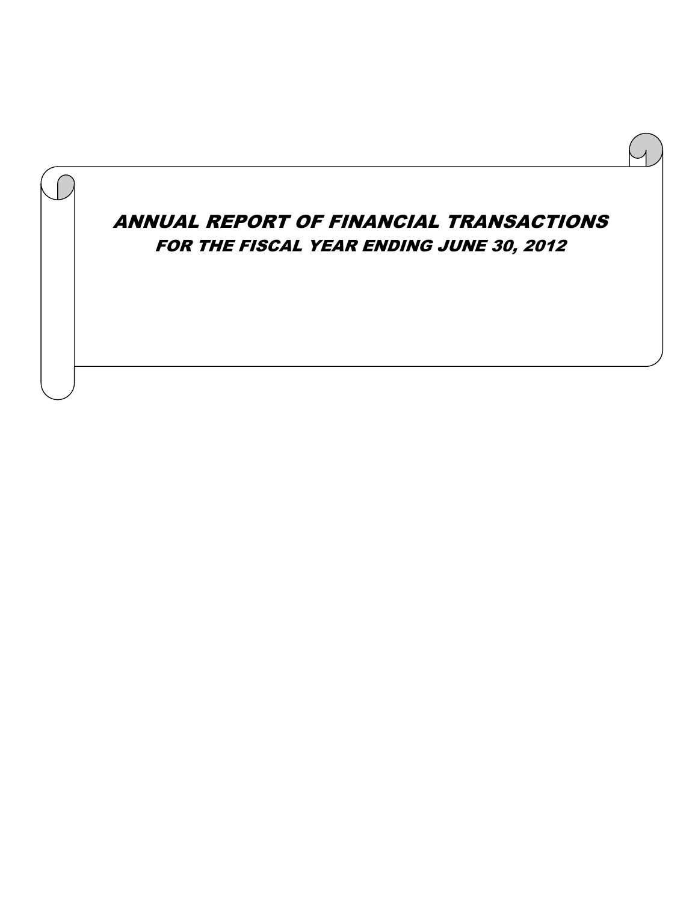# ANNUAL REPORT OF FINANCIAL TRANSACTIONS

## FOR THE FISCAL YEAR ENDING JUNE 30, 2012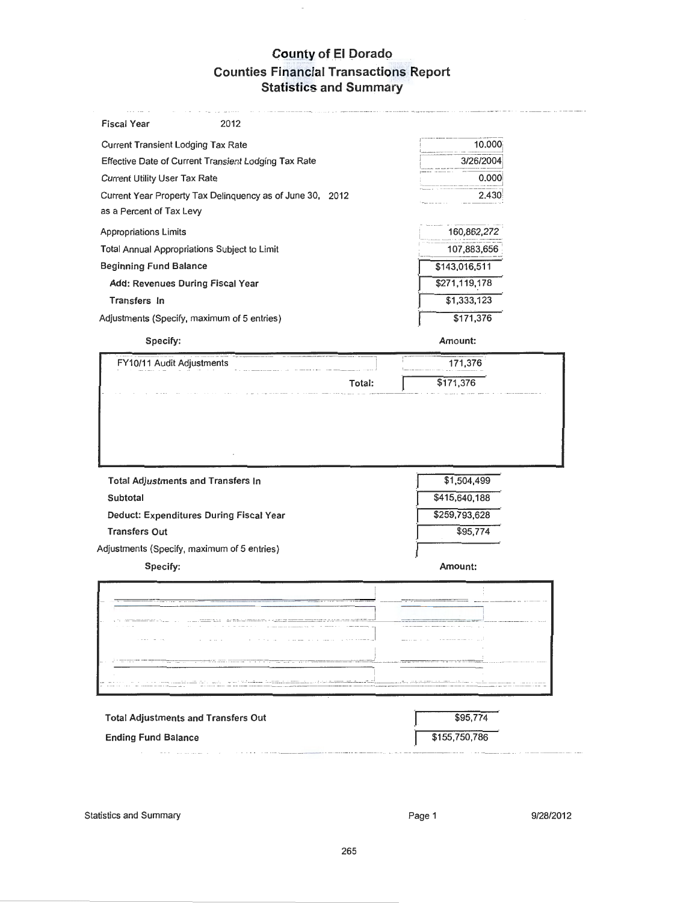# County of El Dorado
## Counties Financial Transactions Report
### Statistics and Summary

| | |
|---|---|
| **Fiscal Year** 2012 | |
| Current Transient Lodging Tax Rate | 10.000 |
| Effective Date of Current Transient Lodging Tax Rate | 3/26/2004 |
| Current Utility User Tax Rate | 0.000 |
| Current Year Property Tax Delinquency as of June 30, 2012 as a Percent of Tax Levy | 2.430 |
| Appropriations Limits | 160,862,272 |
| Total Annual Appropriations Subject to Limit | 107,883,656 |
| **Beginning Fund Balance** | $143,016,511 |
| **Add: Revenues During Fiscal Year** | $271,119,178 |
| **Transfers In** | $1,333,123 |
| Adjustments (Specify, maximum of 5 entries) | $171,376 |

| **Specify:** | **Amount:** |
|---|---|
| FY10/11 Audit Adjustments | 171,376 |
| Total: | $171,376 |

| | |
|---|---|
| **Total Adjustments and Transfers In** | $1,504,499 |
| **Subtotal** | $415,640,188 |
| **Deduct: Expenditures During Fiscal Year** | $259,793,628 |
| **Transfers Out** | $95,774 |
| Adjustments (Specify, maximum of 5 entries) | |

| **Specify:** | **Amount:** |
|---|---|
| | |

| | |
|---|---|
| **Total Adjustments and Transfers Out** | $95,774 |
| **Ending Fund Balance** | $155,750,786 |

Statistics and Summary 9/28/2012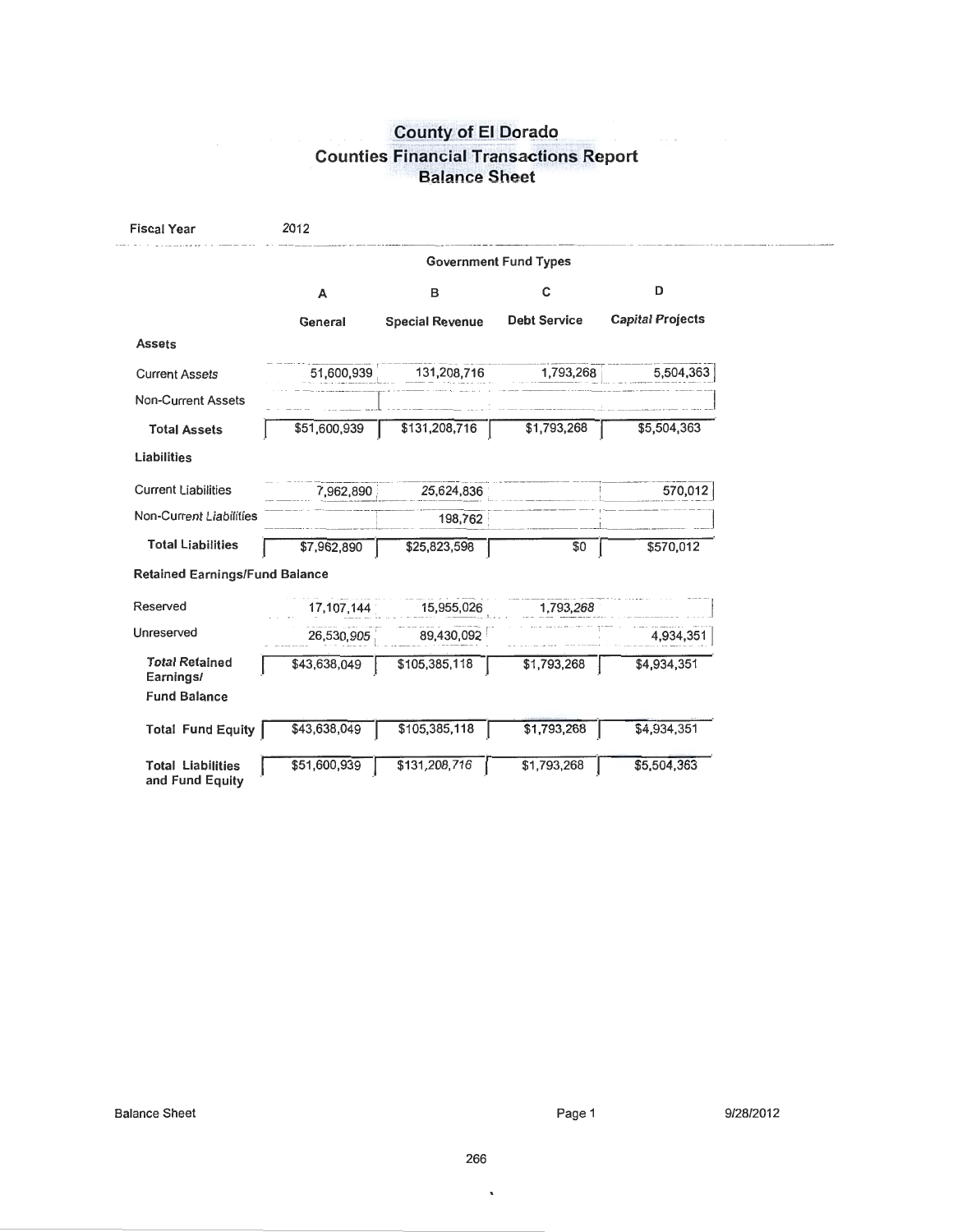# County of El Dorado
## Counties Financial Transactions Report
## Balance Sheet

**Fiscal Year** 2012

| | Government Fund Types | | | |
|---|---|---|---|---|
| | A | B | C | D |
| | General | Special Revenue | Debt Service | Capital Projects |
| **Assets** | | | | |
| Current Assets | 51,600,939 | 131,208,716 | 1,793,268 | 5,504,363 |
| Non-Current Assets | | | | |
| **Total Assets** | $51,600,939 | $131,208,716 | $1,793,268 | $5,504,363 |
| **Liabilities** | | | | |
| Current Liabilities | 7,962,890 | 25,624,836 | | 570,012 |
| Non-Current Liabilities | | 198,762 | | |
| **Total Liabilities** | $7,962,890 | $25,823,598 | $0 | $570,012 |
| **Retained Earnings/Fund Balance** | | | | |
| Reserved | 17,107,144 | 15,955,026 | 1,793,268 | |
| Unreserved | 26,530,905 | 89,430,092 | | 4,934,351 |
| **Total Retained Earnings/ Fund Balance** | $43,638,049 | $105,385,118 | $1,793,268 | $4,934,351 |
| **Total Fund Equity** | $43,638,049 | $105,385,118 | $1,793,268 | $4,934,351 |
| **Total Liabilities and Fund Equity** | $51,600,939 | $131,208,716 | $1,793,268 | $5,504,363 |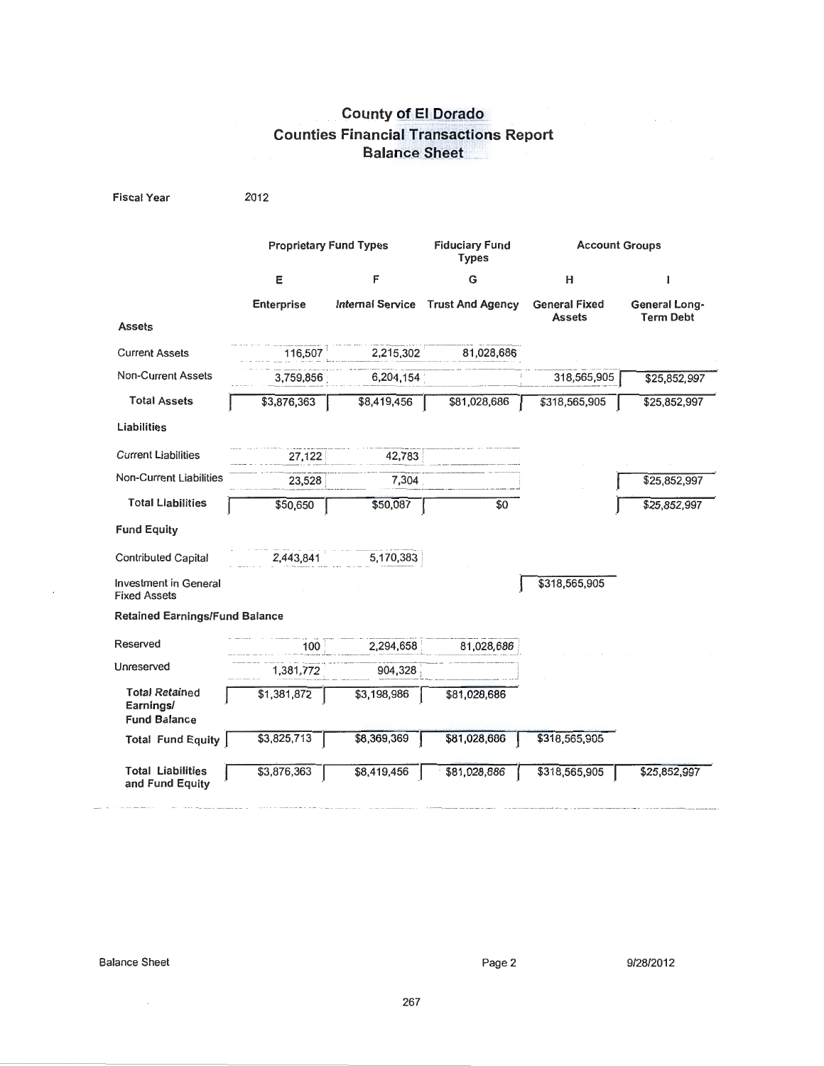# County of El Dorado
## Counties Financial Transactions Report
### Balance Sheet

Fiscal Year 2012

| | Proprietary Fund Types | | Fiduciary Fund Types | Account Groups | |
|---|---|---|---|---|---|
| | E | F | G | H | I |
| | Enterprise | Internal Service | Trust And Agency | General Fixed Assets | General Long-Term Debt |
| **Assets** | | | | | |
| Current Assets | 116,507 | 2,215,302 | 81,028,686 | | |
| Non-Current Assets | 3,759,856 | 6,204,154 | | 318,565,905 | $25,852,997 |
| **Total Assets** | $3,876,363 | $8,419,456 | $81,028,686 | $318,565,905 | $25,852,997 |
| **Liabilities** | | | | | |
| Current Liabilities | 27,122 | 42,783 | | | |
| Non-Current Liabilities | 23,528 | 7,304 | | | $25,852,997 |
| **Total Liabilities** | $50,650 | $50,087 | $0 | | $25,852,997 |
| **Fund Equity** | | | | | |
| Contributed Capital | 2,443,841 | 5,170,383 | | | |
| Investment in General Fixed Assets | | | | $318,565,905 | |
| **Retained Earnings/Fund Balance** | | | | | |
| Reserved | 100 | 2,294,658 | 81,028,686 | | |
| Unreserved | 1,381,772 | 904,328 | | | |
| **Total Retained Earnings/ Fund Balance** | $1,381,872 | $3,198,986 | $81,028,686 | | |
| **Total Fund Equity** | $3,825,713 | $8,369,369 | $81,028,686 | $318,565,905 | |
| **Total Liabilities and Fund Equity** | $3,876,363 | $8,419,456 | $81,028,686 | $318,565,905 | $25,852,997 |

Balance Sheet Page 2 9/28/2012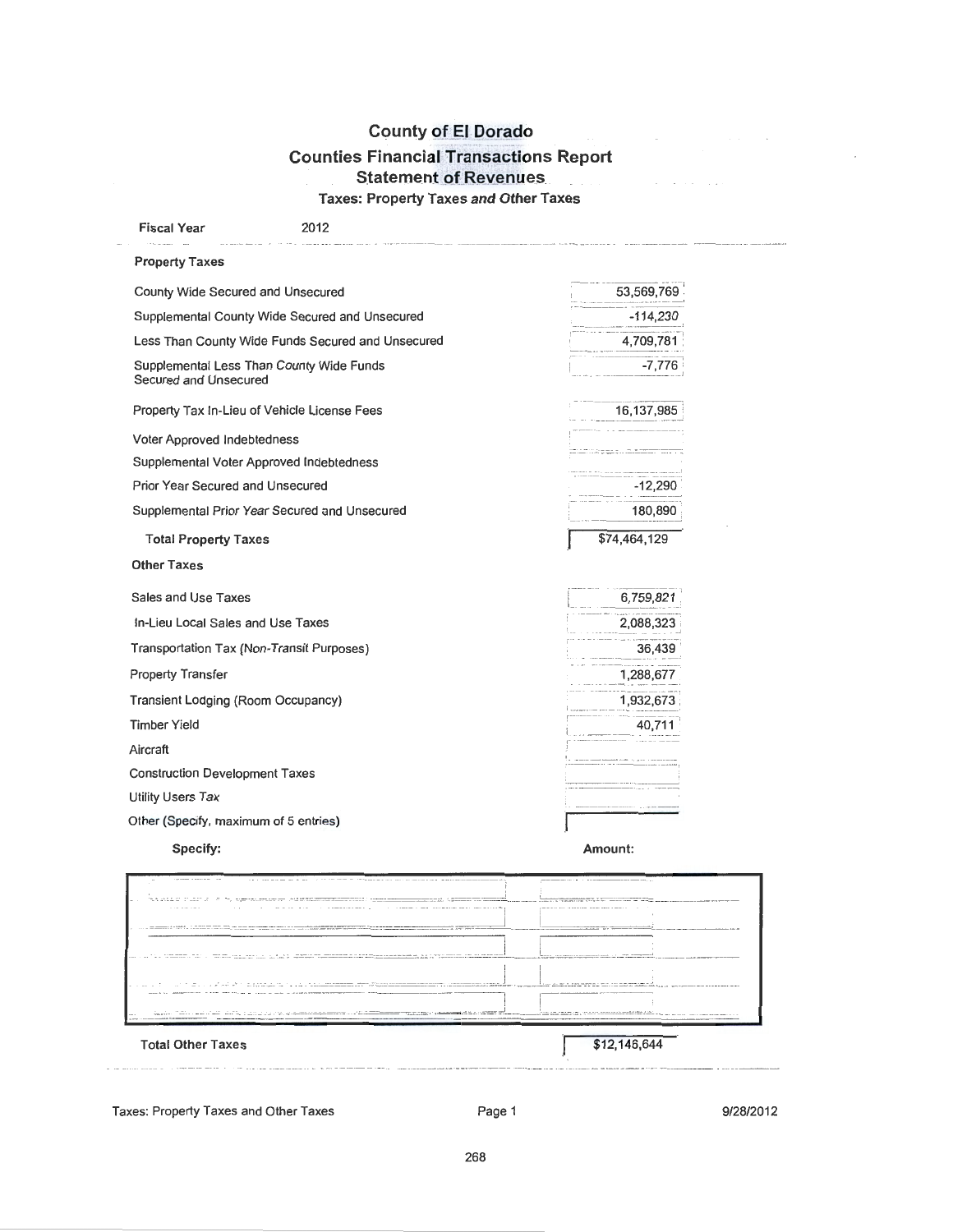# County of El Dorado

## Counties Financial Transactions Report

### Statement of Revenues

#### Taxes: Property Taxes and Other Taxes

**Fiscal Year** 2012

**Property Taxes**

| Item | Amount |
|---|---|
| County Wide Secured and Unsecured | 53,569,769 |
| Supplemental County Wide Secured and Unsecured | -114,230 |
| Less Than County Wide Funds Secured and Unsecured | 4,709,781 |
| Supplemental Less Than County Wide Funds Secured and Unsecured | -7,776 |
| Property Tax In-Lieu of Vehicle License Fees | 16,137,985 |
| Voter Approved Indebtedness | |
| Supplemental Voter Approved Indebtedness | |
| Prior Year Secured and Unsecured | -12,290 |
| Supplemental Prior Year Secured and Unsecured | 180,890 |
| **Total Property Taxes** | $74,464,129 |

**Other Taxes**

| Item | Amount |
|---|---|
| Sales and Use Taxes | 6,759,821 |
| In-Lieu Local Sales and Use Taxes | 2,088,323 |
| Transportation Tax (Non-Transit Purposes) | 36,439 |
| Property Transfer | 1,288,677 |
| Transient Lodging (Room Occupancy) | 1,932,673 |
| Timber Yield | 40,711 |
| Aircraft | |
| Construction Development Taxes | |
| Utility Users Tax | |
| Other (Specify, maximum of 5 entries) | |

| Specify: | Amount: |
|---|---|
| | |
| | |
| | |
| | |
| | |

**Total Other Taxes** $12,146,644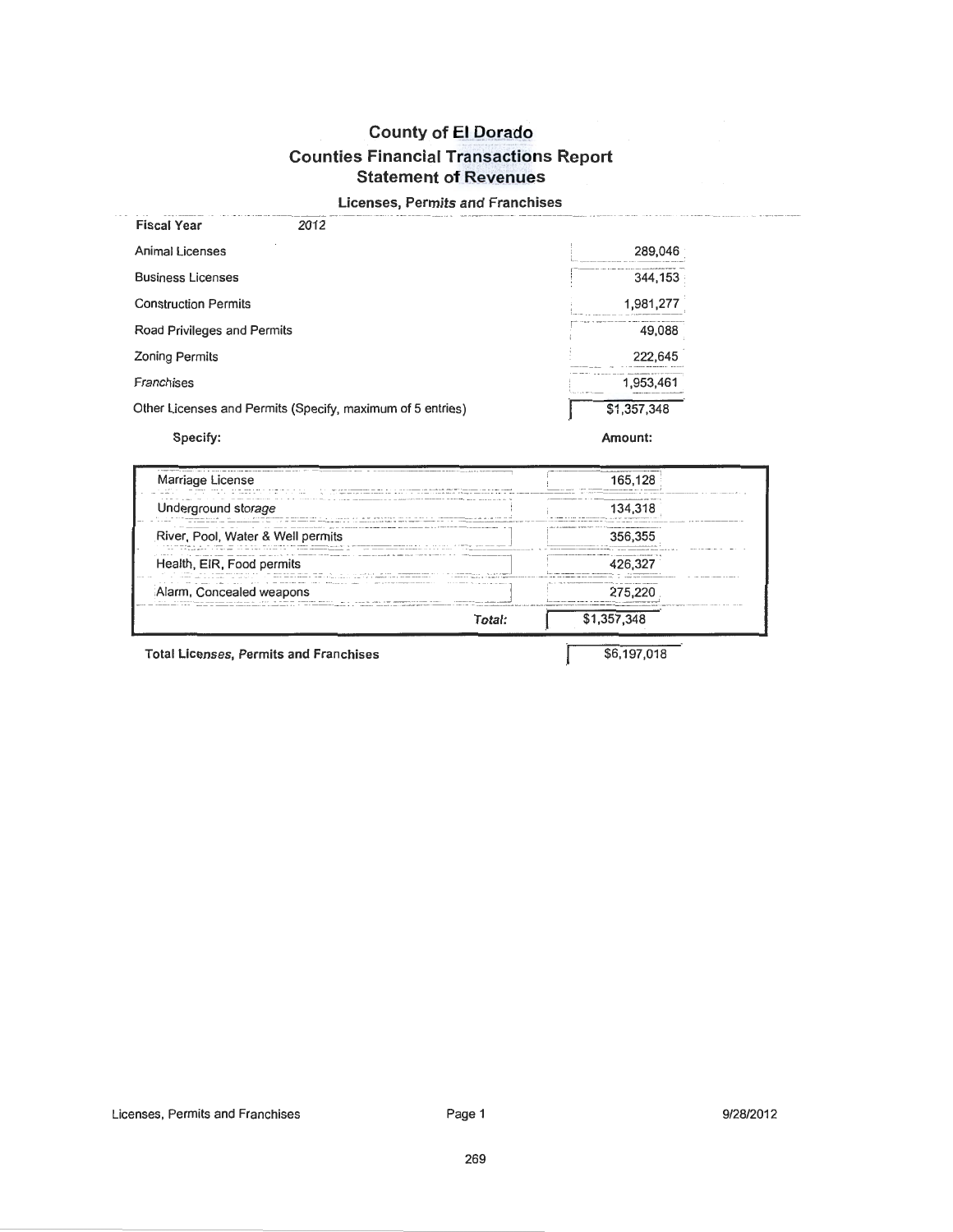# County of El Dorado
## Counties Financial Transactions Report
## Statement of Revenues

### Licenses, Permits and Franchises

**Fiscal Year** *2012*

| Item | Amount |
|---|---|
| Animal Licenses | 289,046 |
| Business Licenses | 344,153 |
| Construction Permits | 1,981,277 |
| Road Privileges and Permits | 49,088 |
| Zoning Permits | 222,645 |
| Franchises | 1,953,461 |
| Other Licenses and Permits (Specify, maximum of 5 entries) | $1,357,348 |

| Specify: | Amount: |
|---|---|
| Marriage License | 165,128 |
| Underground storage | 134,318 |
| River, Pool, Water & Well permits | 356,355 |
| Health, EIR, Food permits | 426,327 |
| Alarm, Concealed weapons | 275,220 |
| *Total:* | $1,357,348 |

**Total Licenses, Permits and Franchises** $6,197,018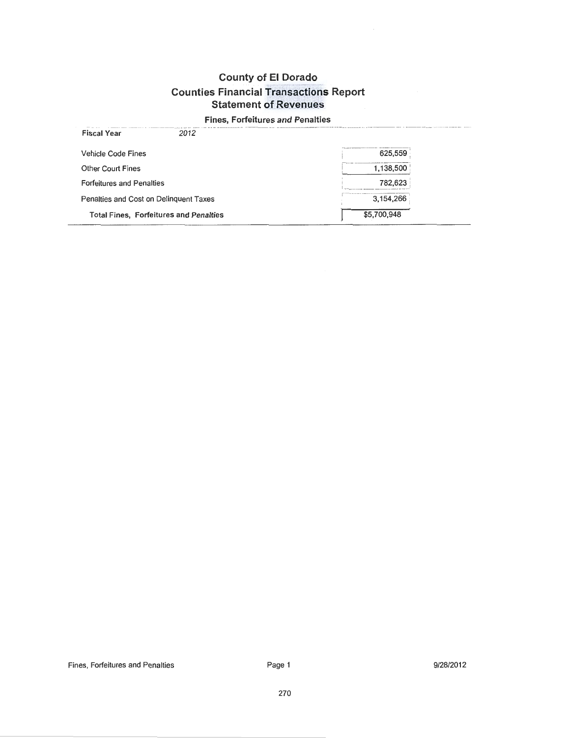# County of El Dorado

## Counties Financial Transactions Report

## Statement of Revenues

### Fines, Forfeitures *and* Penalties

| **Fiscal Year** *2012* | |
|---|---|
| Vehicle Code Fines | 625,559 |
| Other Court Fines | 1,138,500 |
| Forfeitures and Penalties | 782,623 |
| Penalties and Cost on Delinquent Taxes | 3,154,266 |
| **Total Fines, Forfeitures and *Penalties*** | $5,700,948 |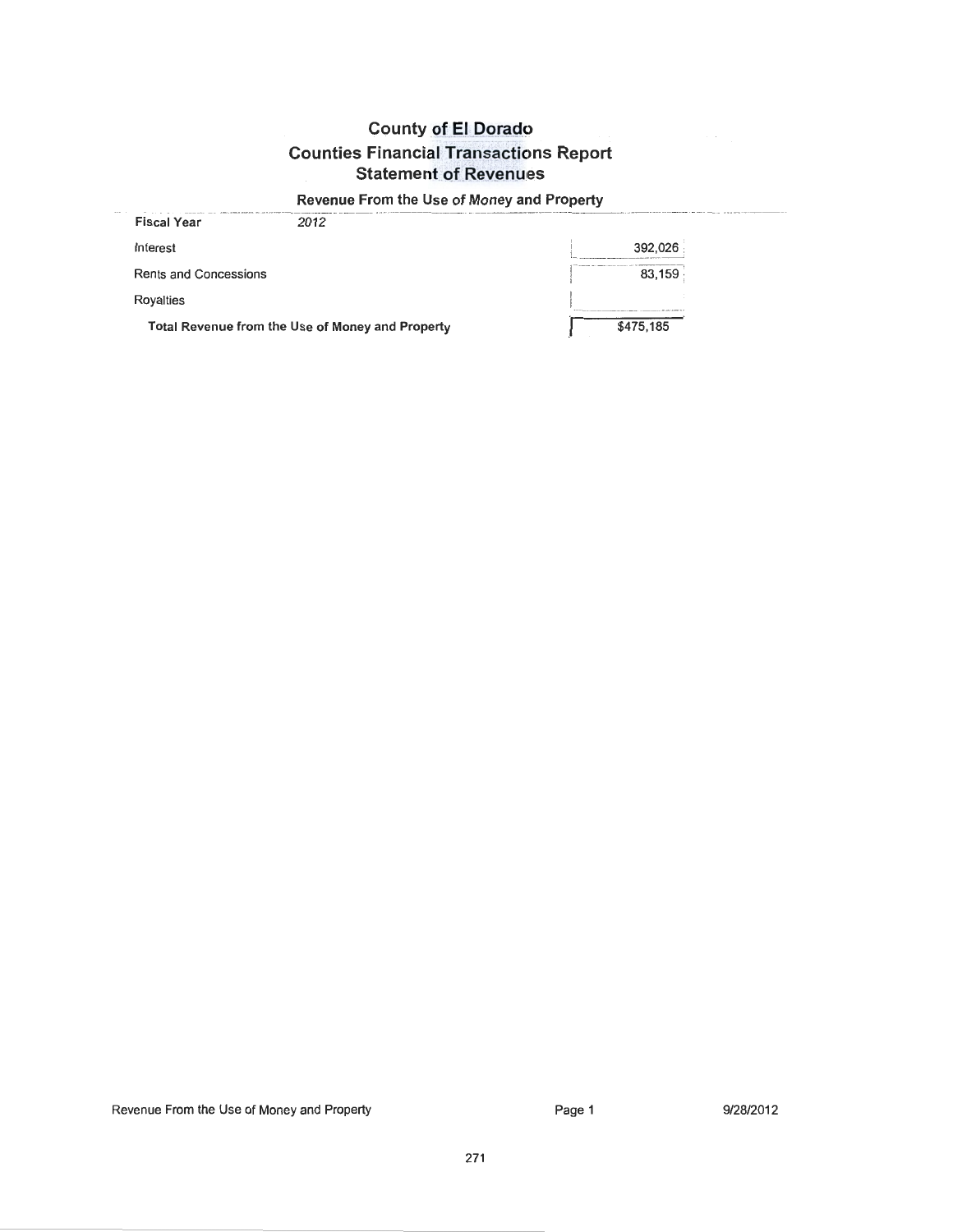# County of El Dorado

## Counties Financial Transactions Report

## Statement of Revenues

### Revenue From the Use of Money and Property

| Fiscal Year | 2012 | |
|---|---|---|
| Interest | | 392,026 |
| Rents and Concessions | | 83,159 |
| Royalties | | |
| **Total Revenue from the Use of Money and Property** | | $475,185 |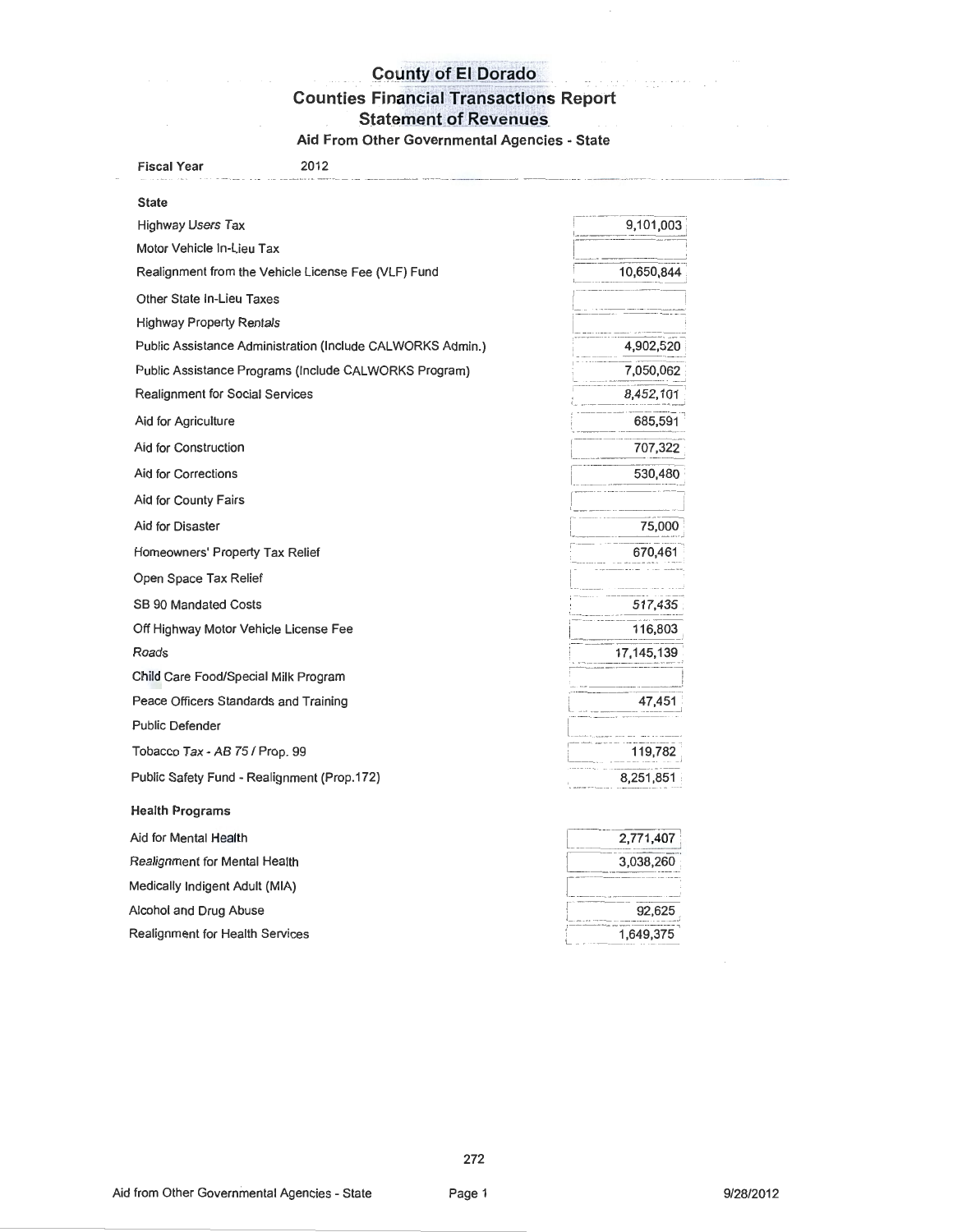# County of El Dorado

## Counties Financial Transactions Report

## Statement of Revenues

### Aid From Other Governmental Agencies - State

**Fiscal Year** 2012

| State | |
|---|---|
| Highway Users Tax | 9,101,003 |
| Motor Vehicle In-Lieu Tax | |
| Realignment from the Vehicle License Fee (VLF) Fund | 10,650,844 |
| Other State In-Lieu Taxes | |
| Highway Property Rentals | |
| Public Assistance Administration (Include CALWORKS Admin.) | 4,902,520 |
| Public Assistance Programs (Include CALWORKS Program) | 7,050,062 |
| Realignment for Social Services | 8,452,101 |
| Aid for Agriculture | 685,591 |
| Aid for Construction | 707,322 |
| Aid for Corrections | 530,480 |
| Aid for County Fairs | |
| Aid for Disaster | 75,000 |
| Homeowners' Property Tax Relief | 670,461 |
| Open Space Tax Relief | |
| SB 90 Mandated Costs | 517,435 |
| Off Highway Motor Vehicle License Fee | 116,803 |
| Roads | 17,145,139 |
| Child Care Food/Special Milk Program | |
| Peace Officers Standards and Training | 47,451 |
| Public Defender | |
| Tobacco Tax - AB 75 / Prop. 99 | 119,782 |
| Public Safety Fund - Realignment (Prop.172) | 8,251,851 |
| **Health Programs** | |
| Aid for Mental Health | 2,771,407 |
| Realignment for Mental Health | 3,038,260 |
| Medically Indigent Adult (MIA) | |
| Alcohol and Drug Abuse | 92,625 |
| Realignment for Health Services | 1,649,375 |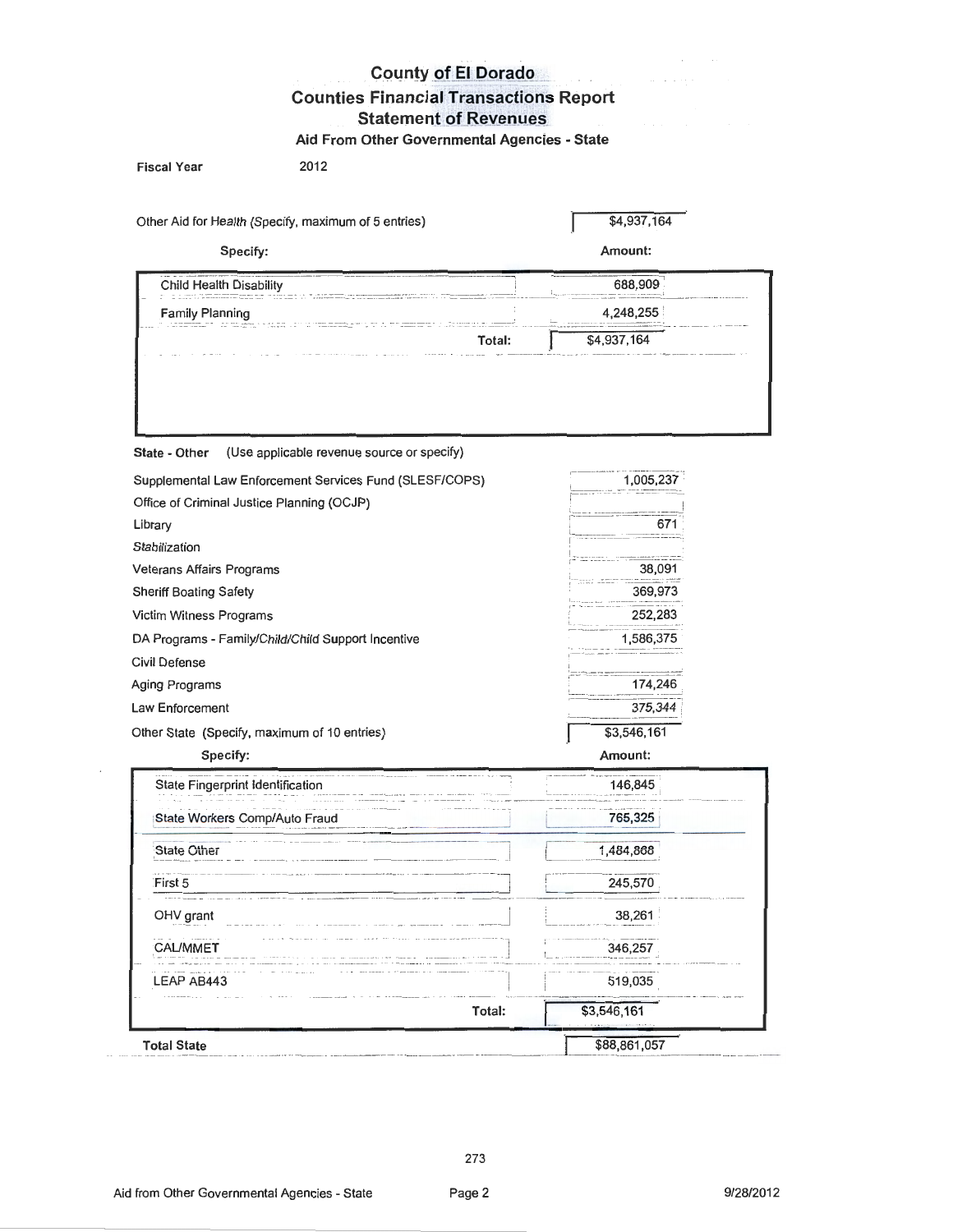# County of El Dorado

## Counties Financial Transactions Report

## Statement of Revenues

### Aid From Other Governmental Agencies - State

**Fiscal Year** 2012

Other Aid for Health (Specify, maximum of 5 entries) $4,937,164

| Specify: | Amount: |
|---|---|
| Child Health Disability | 688,909 |
| Family Planning | 4,248,255 |
| Total: | $4,937,164 |

**State - Other** (Use applicable revenue source or specify)

| | |
|---|---|
| Supplemental Law Enforcement Services Fund (SLESF/COPS) | 1,005,237 |
| Office of Criminal Justice Planning (OCJP) | |
| Library | 671 |
| Stabilization | |
| Veterans Affairs Programs | 38,091 |
| Sheriff Boating Safety | 369,973 |
| Victim Witness Programs | 252,283 |
| DA Programs - Family/Child/Child Support Incentive | 1,586,375 |
| Civil Defense | |
| Aging Programs | 174,246 |
| Law Enforcement | 375,344 |
| Other State (Specify, maximum of 10 entries) | $3,546,161 |

| Specify: | Amount: |
|---|---|
| State Fingerprint Identification | 146,845 |
| State Workers Comp/Auto Fraud | 765,325 |
| State Other | 1,484,868 |
| First 5 | 245,570 |
| OHV grant | 38,261 |
| CAL/MMET | 346,257 |
| LEAP AB443 | 519,035 |
| Total: | $3,546,161 |

**Total State** $88,861,057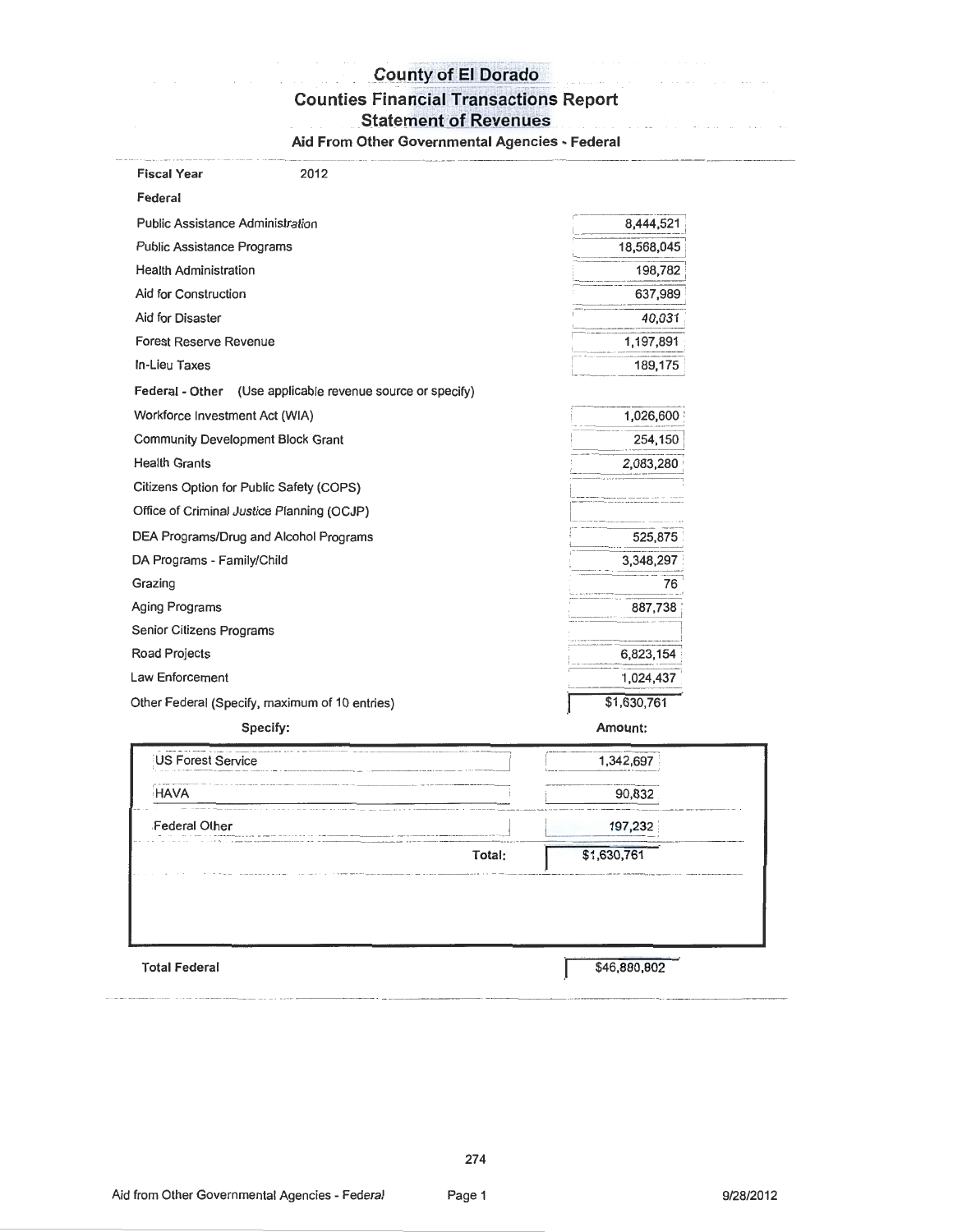# County of El Dorado

## Counties Financial Transactions Report

## Statement of Revenues

### Aid From Other Governmental Agencies - Federal

**Fiscal Year** 2012

**Federal**

| | |
|---|---|
| Public Assistance Administration | 8,444,521 |
| Public Assistance Programs | 18,568,045 |
| Health Administration | 198,782 |
| Aid for Construction | 637,989 |
| Aid for Disaster | 40,031 |
| Forest Reserve Revenue | 1,197,891 |
| In-Lieu Taxes | 189,175 |
| **Federal - Other** (Use applicable revenue source or specify) | |
| Workforce Investment Act (WIA) | 1,026,600 |
| Community Development Block Grant | 254,150 |
| Health Grants | 2,083,280 |
| Citizens Option for Public Safety (COPS) | |
| Office of Criminal Justice Planning (OCJP) | |
| DEA Programs/Drug and Alcohol Programs | 525,875 |
| DA Programs - Family/Child | 3,348,297 |
| Grazing | 76 |
| Aging Programs | 887,738 |
| Senior Citizens Programs | |
| Road Projects | 6,823,154 |
| Law Enforcement | 1,024,437 |
| Other Federal (Specify, maximum of 10 entries) | $1,630,761 |

| Specify: | Amount: |
|---|---|
| US Forest Service | 1,342,697 |
| HAVA | 90,832 |
| Federal Other | 197,232 |
| Total: | $1,630,761 |

**Total Federal** $46,880,802

Aid from Other Governmental Agencies - Federal Page 1 9/28/2012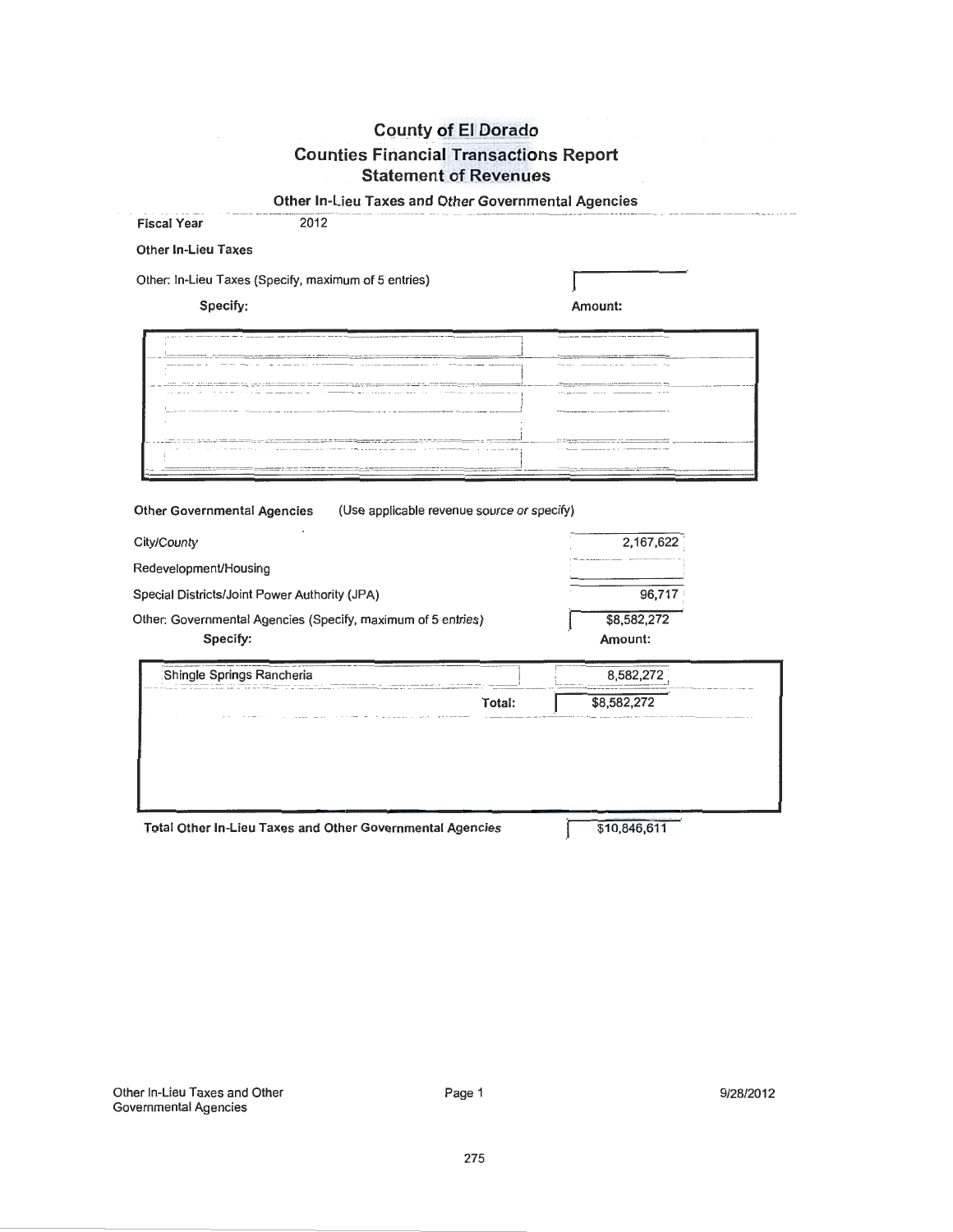# County of El Dorado
## Counties Financial Transactions Report
### Statement of Revenues

**Other In-Lieu Taxes and Other Governmental Agencies**

**Fiscal Year** 2012

**Other In-Lieu Taxes**

Other: In-Lieu Taxes (Specify, maximum of 5 entries)

| Specify: | Amount: |
|---|---|
| | |
| | |
| | |
| | |
| | |

**Other Governmental Agencies** (Use applicable revenue source or specify)

| | |
|---|---|
| City/County | 2,167,622 |
| Redevelopment/Housing | |
| Special Districts/Joint Power Authority (JPA) | 96,717 |
| Other: Governmental Agencies (Specify, maximum of 5 entries) | $8,582,272 |

| Specify: | Amount: |
|---|---|
| Shingle Springs Rancheria | 8,582,272 |
| Total: | $8,582,272 |

**Total Other In-Lieu Taxes and Other Governmental Agencies** $10,846,611

Other In-Lieu Taxes and Other Governmental Agencies

9/28/2012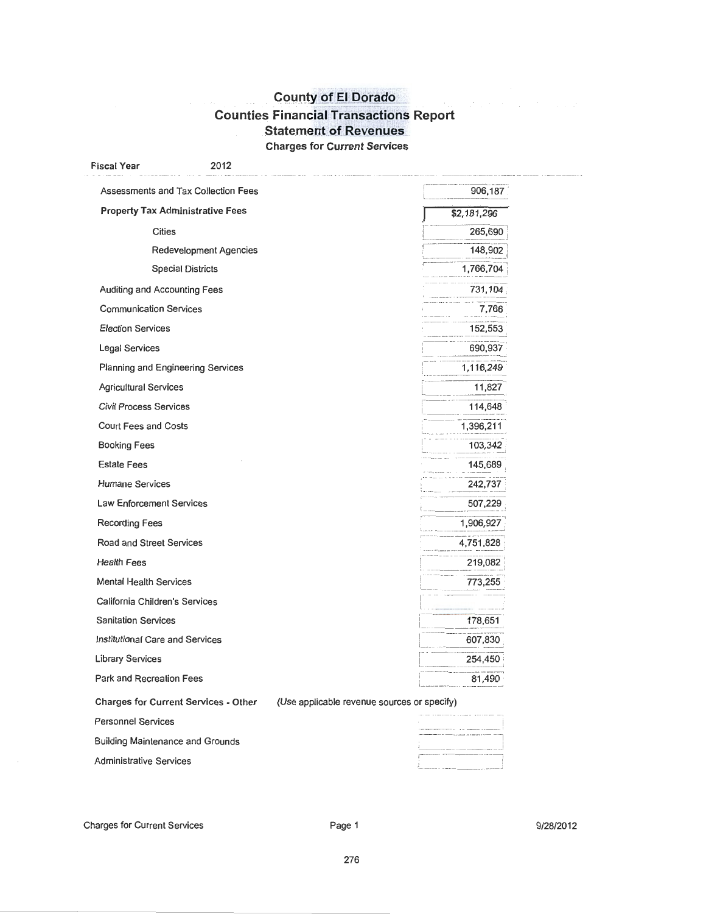# County of El Dorado

## Counties Financial Transactions Report

## Statement of Revenues

### Charges for Current Services

**Fiscal Year** 2012

| | |
|---|---|
| Assessments and Tax Collection Fees | 906,187 |
| **Property Tax Administrative Fees** | $2,181,296 |
| Cities | 265,690 |
| Redevelopment Agencies | 148,902 |
| Special Districts | 1,766,704 |
| Auditing and Accounting Fees | 731,104 |
| Communication Services | 7,766 |
| Election Services | 152,553 |
| Legal Services | 690,937 |
| Planning and Engineering Services | 1,116,249 |
| Agricultural Services | 11,827 |
| Civil Process Services | 114,648 |
| Court Fees and Costs | 1,396,211 |
| Booking Fees | 103,342 |
| Estate Fees | 145,689 |
| Humane Services | 242,737 |
| Law Enforcement Services | 507,229 |
| Recording Fees | 1,906,927 |
| Road and Street Services | 4,751,828 |
| Health Fees | 219,082 |
| Mental Health Services | 773,255 |
| California Children's Services | |
| Sanitation Services | 178,651 |
| Institutional Care and Services | 607,830 |
| Library Services | 254,450 |
| Park and Recreation Fees | 81,490 |
| **Charges for Current Services - Other** (Use applicable revenue sources or specify) | |
| Personnel Services | |
| Building Maintenance and Grounds | |
| Administrative Services | |

Charges for Current Services 9/28/2012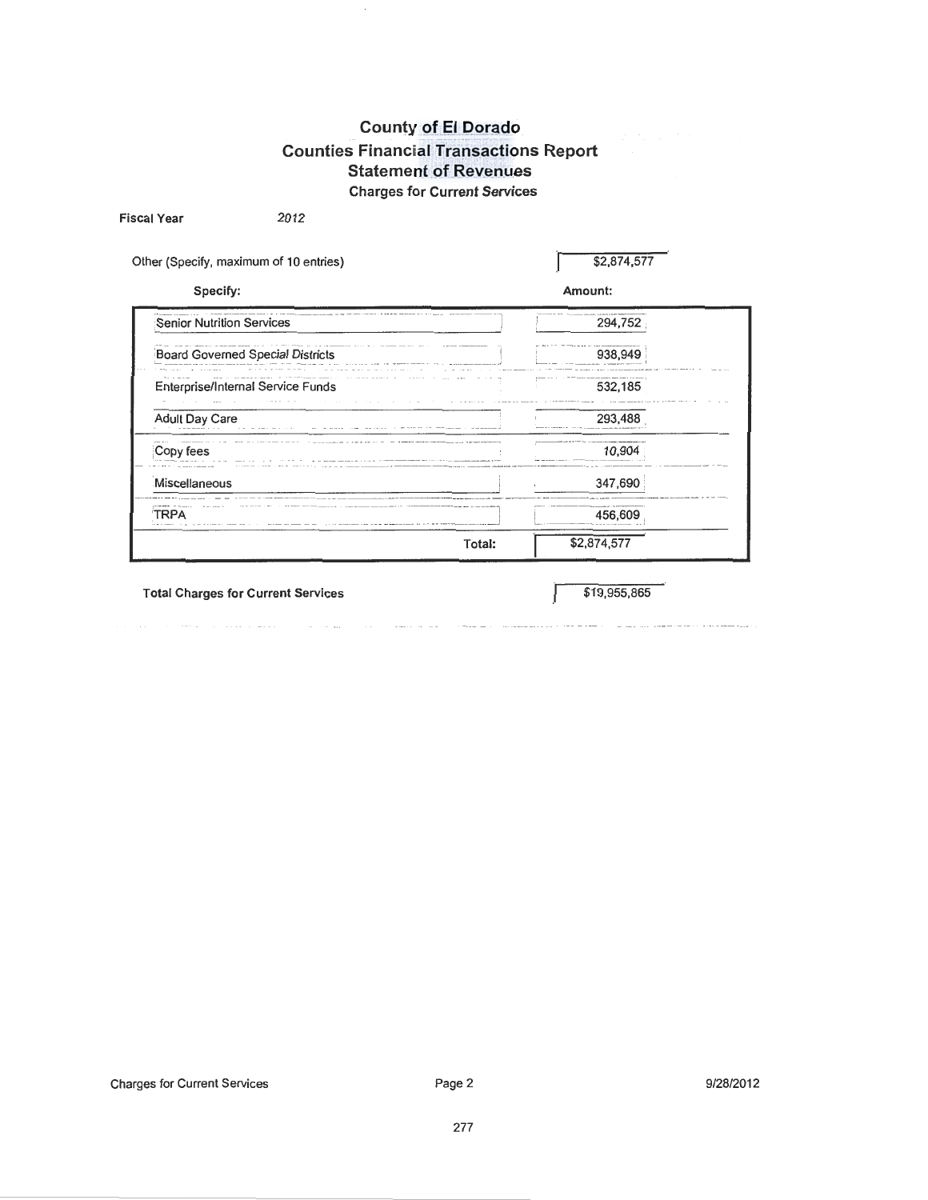# County of El Dorado
## Counties Financial Transactions Report
## Statement of Revenues
### Charges for Current Services

**Fiscal Year** 2012

Other (Specify, maximum of 10 entries) $2,874,577

| Specify: | Amount: |
|---|---|
| Senior Nutrition Services | 294,752 |
| Board Governed Special Districts | 938,949 |
| Enterprise/Internal Service Funds | 532,185 |
| Adult Day Care | 293,488 |
| Copy fees | 10,904 |
| Miscellaneous | 347,690 |
| TRPA | 456,609 |
| Total: | $2,874,577 |

**Total Charges for Current Services** $19,955,865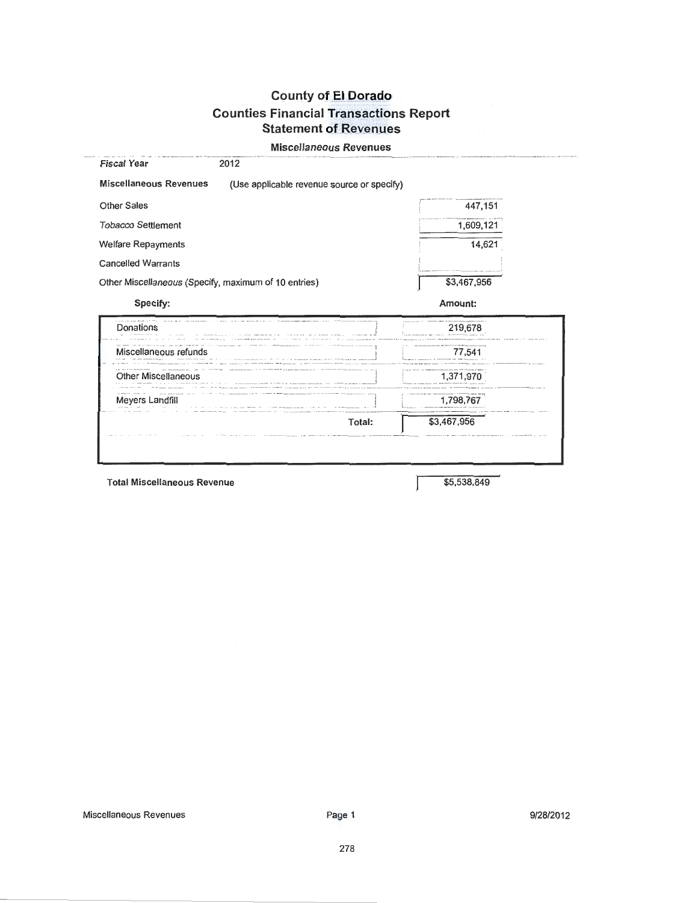# County of El Dorado
## Counties Financial Transactions Report
## Statement of Revenues

### Miscellaneous Revenues

**Fiscal Year** 2012

**Miscellaneous Revenues** (Use applicable revenue source or specify)

| | |
|---|---|
| Other Sales | 447,151 |
| Tobacco Settlement | 1,609,121 |
| Welfare Repayments | 14,621 |
| Cancelled Warrants | |
| Other Miscellaneous (Specify, maximum of 10 entries) | $3,467,956 |

| Specify: | Amount: |
|---|---|
| Donations | 219,678 |
| Miscellaneous refunds | 77,541 |
| Other Miscellaneous | 1,371,970 |
| Meyers Landfill | 1,798,767 |
| Total: | $3,467,956 |

**Total Miscellaneous Revenue** $5,538,849

Miscellaneous Revenues 9/28/2012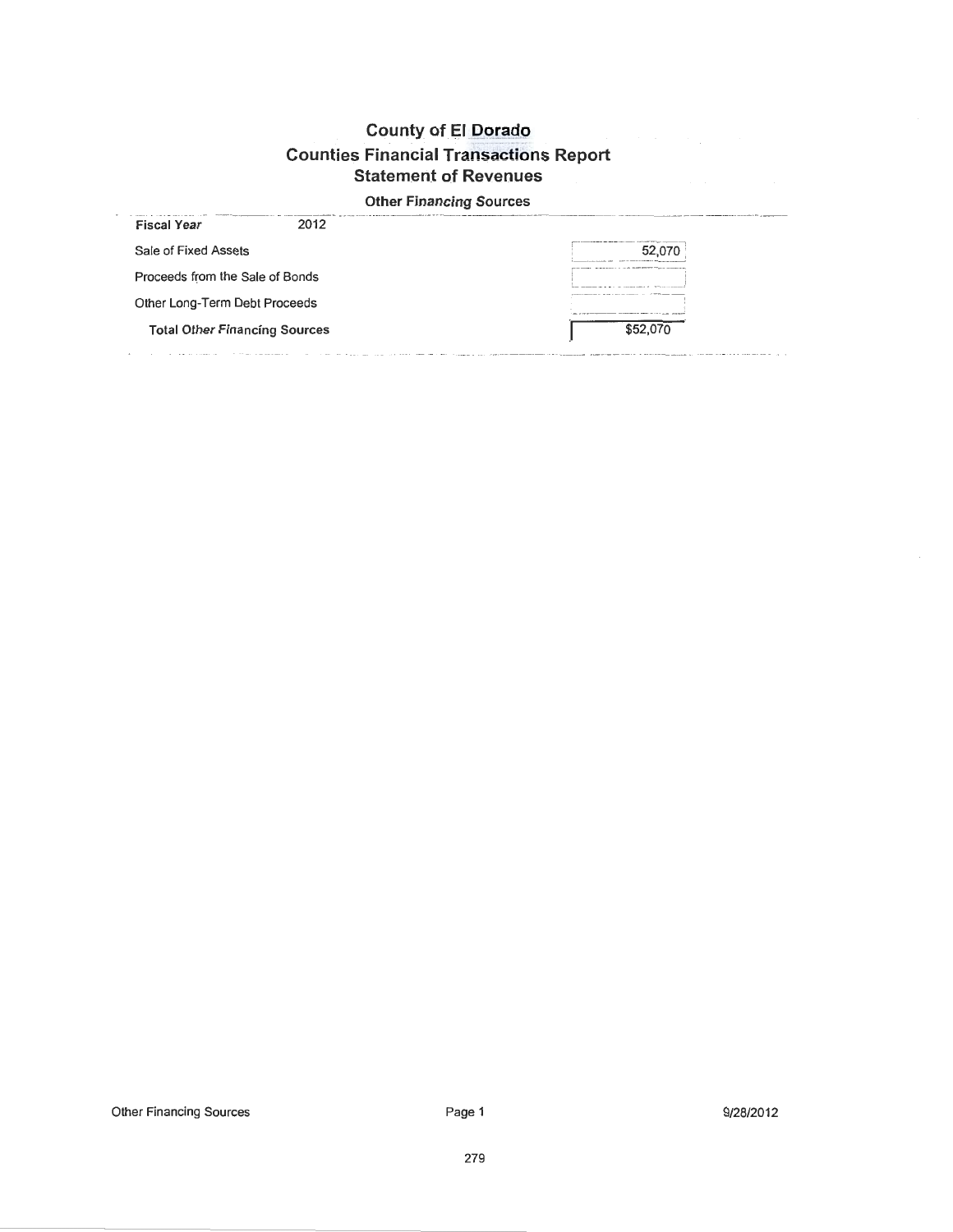# County of El Dorado
## Counties Financial Transactions Report
### Statement of Revenues

**Other Financing Sources**

| **Fiscal Year** 2012 | |
|---|---|
| Sale of Fixed Assets | 52,070 |
| Proceeds from the Sale of Bonds | |
| Other Long-Term Debt Proceeds | |
| **Total Other Financing Sources** | $52,070 |

Other Financing Sources

9/28/2012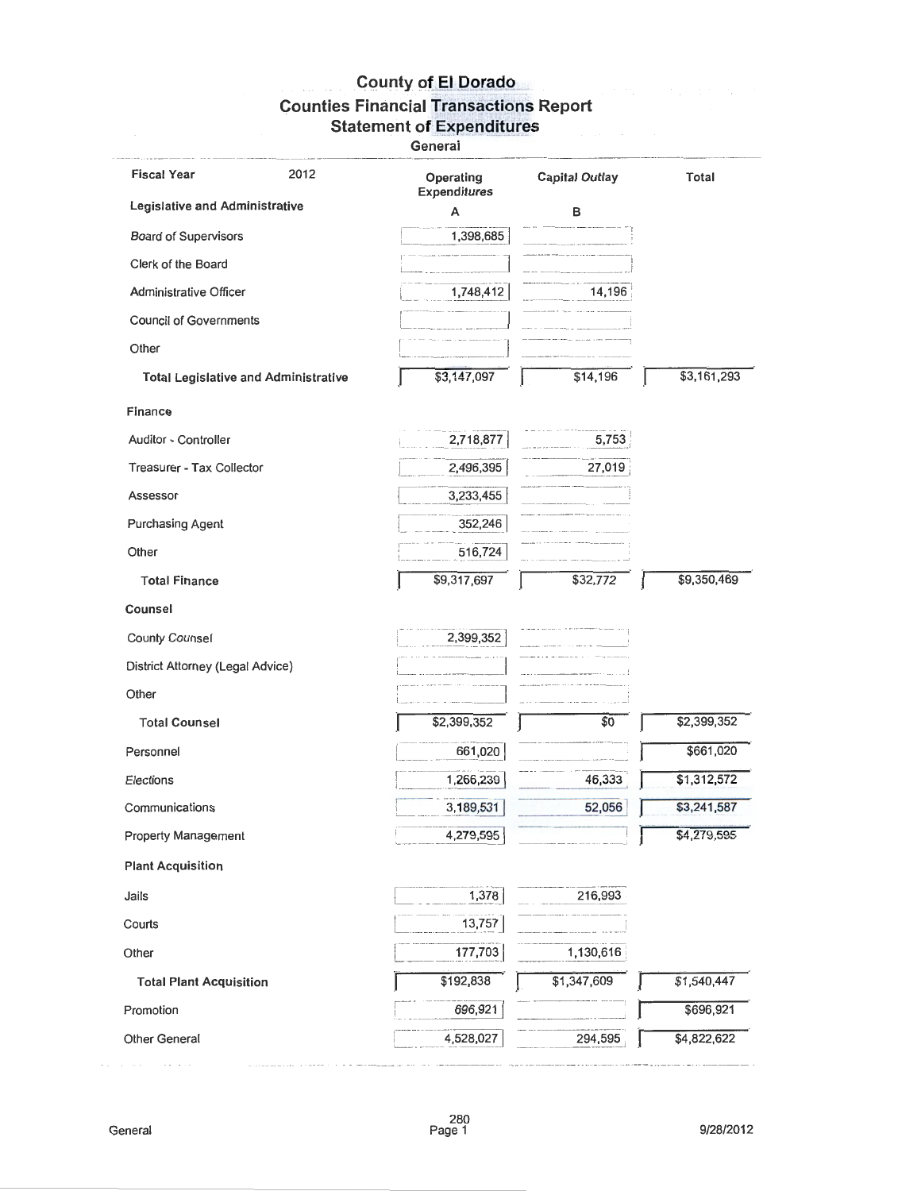# County of El Dorado
## Counties Financial Transactions Report
## Statement of Expenditures
### General

| Fiscal Year 2012 | Operating Expenditures | Capital Outlay | Total |
|---|---|---|---|
| **Legislative and Administrative** | A | B | |
| Board of Supervisors | 1,398,685 | | |
| Clerk of the Board | | | |
| Administrative Officer | 1,748,412 | 14,196 | |
| Council of Governments | | | |
| Other | | | |
| **Total Legislative and Administrative** | $3,147,097 | $14,196 | $3,161,293 |
| **Finance** | | | |
| Auditor - Controller | 2,718,877 | 5,753 | |
| Treasurer - Tax Collector | 2,496,395 | 27,019 | |
| Assessor | 3,233,455 | | |
| Purchasing Agent | 352,246 | | |
| Other | 516,724 | | |
| **Total Finance** | $9,317,697 | $32,772 | $9,350,469 |
| **Counsel** | | | |
| County Counsel | 2,399,352 | | |
| District Attorney (Legal Advice) | | | |
| Other | | | |
| **Total Counsel** | $2,399,352 | $0 | $2,399,352 |
| Personnel | 661,020 | | $661,020 |
| Elections | 1,266,239 | 46,333 | $1,312,572 |
| Communications | 3,189,531 | 52,056 | $3,241,587 |
| Property Management | 4,279,595 | | $4,279,595 |
| **Plant Acquisition** | | | |
| Jails | 1,378 | 216,993 | |
| Courts | 13,757 | | |
| Other | 177,703 | 1,130,616 | |
| **Total Plant Acquisition** | $192,838 | $1,347,609 | $1,540,447 |
| Promotion | 696,921 | | $696,921 |
| Other General | 4,528,027 | 294,595 | $4,822,622 |

General

9/28/2012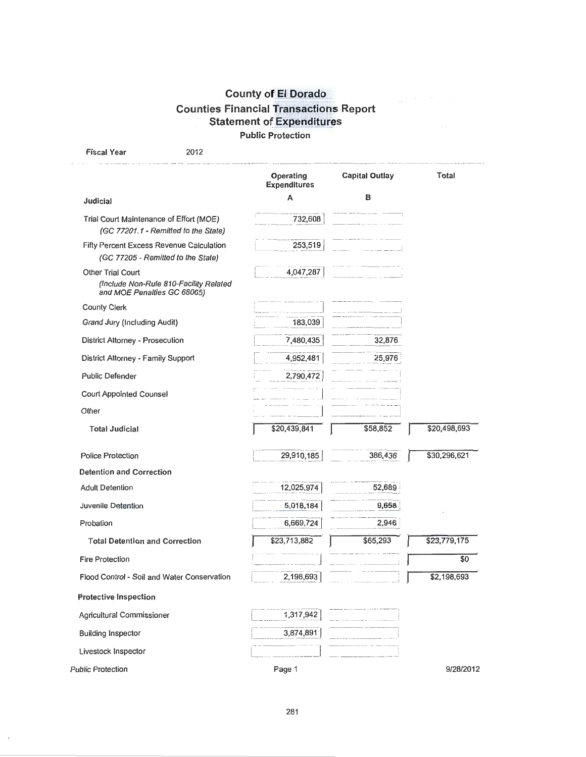# County of El Dorado

## Counties Financial Transactions Report

## Statement of Expenditures

### Public Protection

**Fiscal Year** 2012

| | Operating Expenditures | Capital Outlay | Total |
|---|---|---|---|
| | A | B | |
| **Judicial** | | | |
| Trial Court Maintenance of Effort (MOE) *(GC 77201.1 - Remitted to the State)* | 732,608 | | |
| Fifty Percent Excess Revenue Calculation *(GC 77205 - Remitted to the State)* | 253,519 | | |
| Other Trial Court *(Include Non-Rule 810-Facility Related and MOE Penalties GC 68065)* | 4,047,287 | | |
| County Clerk | | | |
| Grand Jury (Including Audit) | 183,039 | | |
| District Attorney - Prosecution | 7,480,435 | 32,876 | |
| District Attorney - Family Support | 4,952,481 | 25,976 | |
| Public Defender | 2,790,472 | | |
| Court Appointed Counsel | | | |
| Other | | | |
| **Total Judicial** | $20,439,841 | $58,852 | $20,498,693 |
| Police Protection | 29,910,185 | 386,436 | $30,296,621 |
| **Detention and Correction** | | | |
| Adult Detention | 12,025,974 | 52,689 | |
| Juvenile Detention | 5,018,184 | 9,658 | |
| Probation | 6,669,724 | 2,946 | |
| **Total Detention and Correction** | $23,713,882 | $65,293 | $23,779,175 |
| Fire Protection | | | $0 |
| Flood Control - Soil and Water Conservation | 2,198,693 | | $2,198,693 |
| **Protective Inspection** | | | |
| Agricultural Commissioner | 1,317,942 | | |
| Building Inspector | 3,874,891 | | |
| Livestock Inspector | | | |

Public Protection 9/28/2012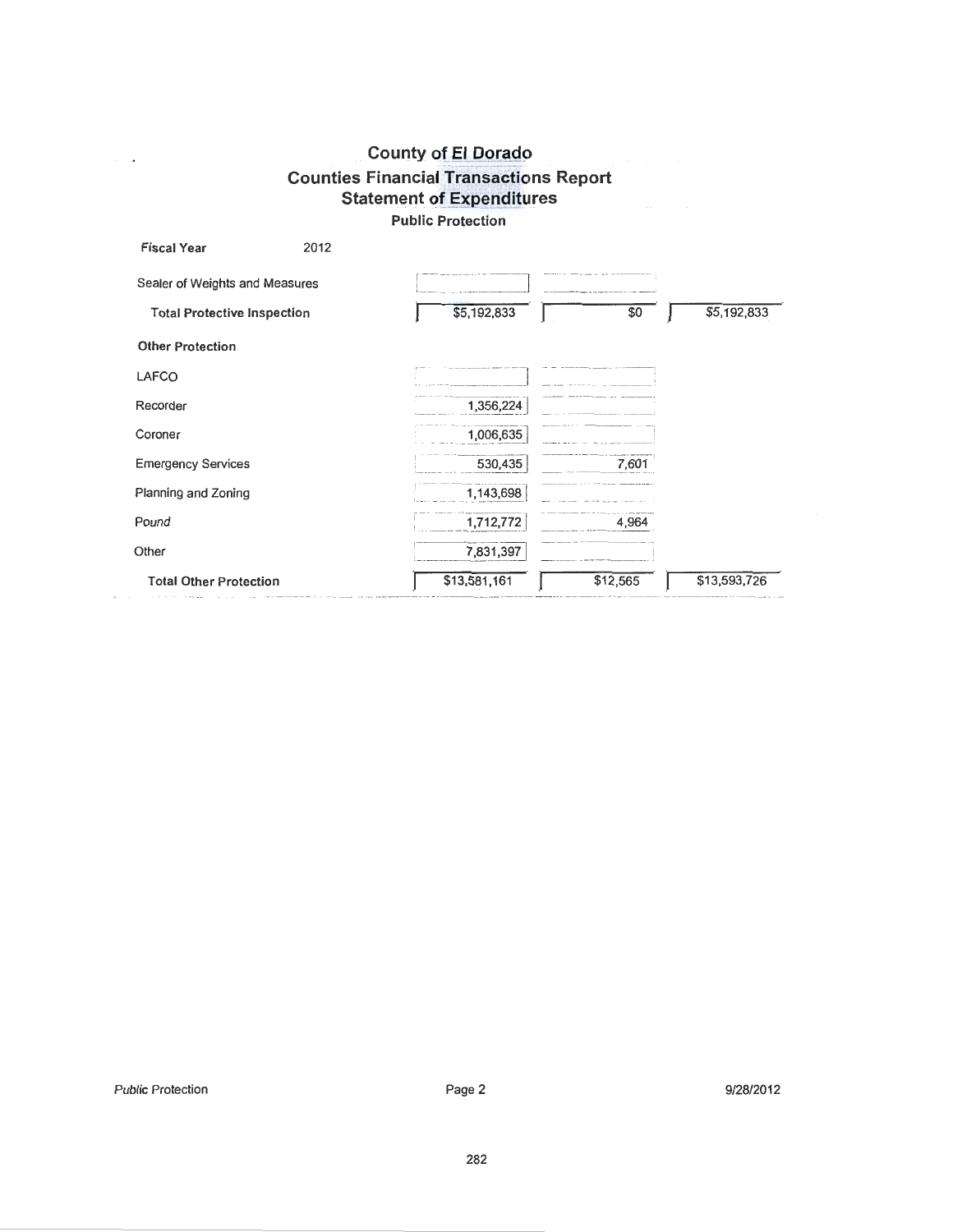# County of El Dorado

## Counties Financial Transactions Report

## Statement of Expenditures

### Public Protection

**Fiscal Year** 2012

| | | | |
|---|---|---|---|
| Sealer of Weights and Measures | | | |
| **Total Protective Inspection** | $5,192,833 | $0 | $5,192,833 |
| **Other Protection** | | | |
| LAFCO | | | |
| Recorder | 1,356,224 | | |
| Coroner | 1,006,635 | | |
| Emergency Services | 530,435 | 7,601 | |
| Planning and Zoning | 1,143,698 | | |
| Pound | 1,712,772 | 4,964 | |
| Other | 7,831,397 | | |
| **Total Other Protection** | $13,581,161 | $12,565 | $13,593,726 |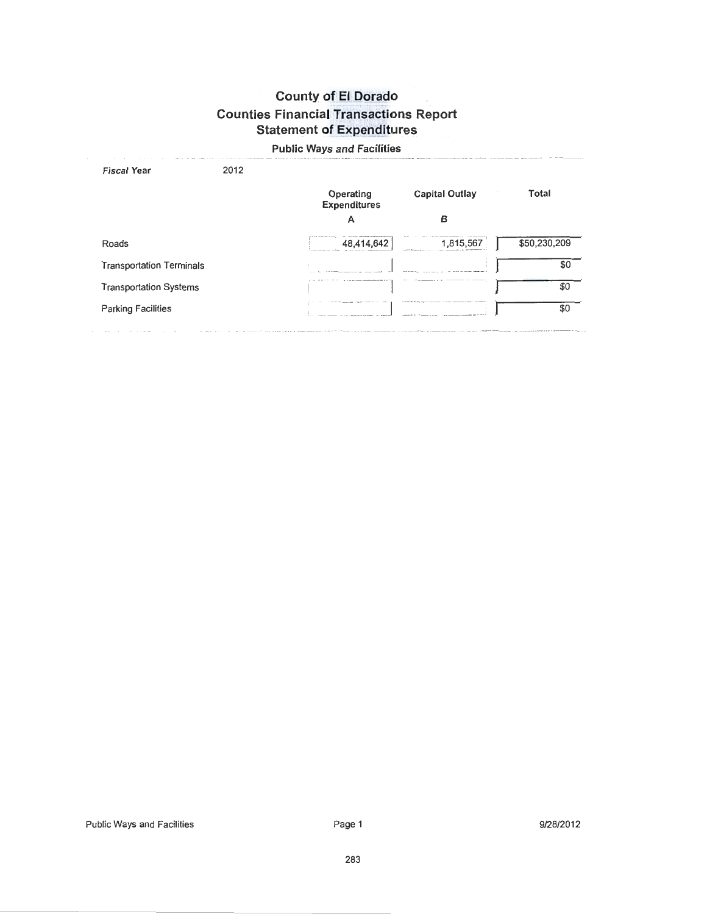# County of El Dorado
## Counties Financial Transactions Report
## Statement of Expenditures

### Public Ways and Facilities

*Fiscal Year* 2012

| | Operating Expenditures A | Capital Outlay B | Total |
|---|---|---|---|
| Roads | 48,414,642 | 1,815,567 | $50,230,209 |
| Transportation Terminals | | | $0 |
| Transportation Systems | | | $0 |
| Parking Facilities | | | $0 |

Public Ways and Facilities 9/28/2012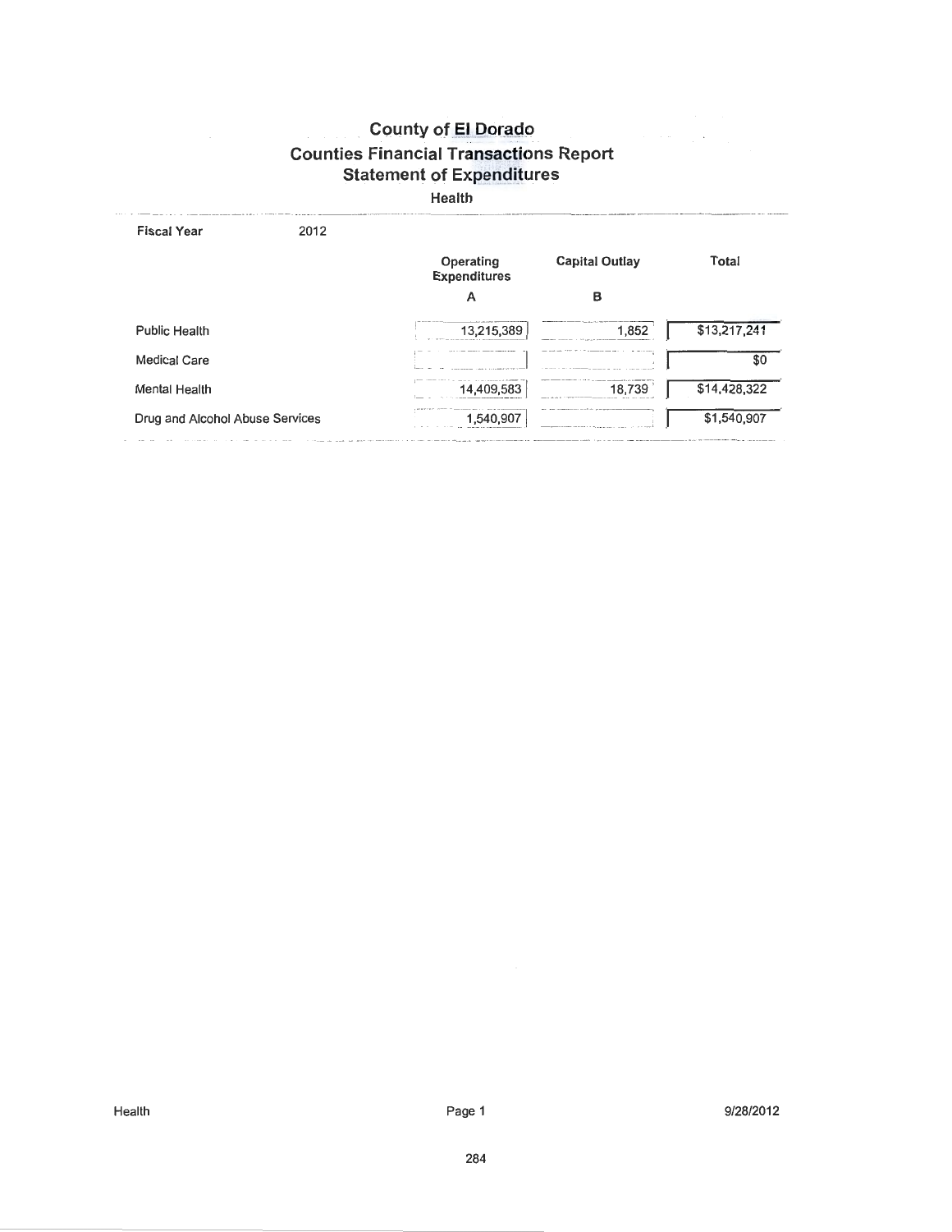# County of El Dorado
## Counties Financial Transactions Report
## Statement of Expenditures

### Health

**Fiscal Year** 2012

| | Operating Expenditures A | Capital Outlay B | Total |
|---|---|---|---|
| Public Health | 13,215,389 | 1,852 | $13,217,241 |
| Medical Care | | | $0 |
| Mental Health | 14,409,583 | 18,739 | $14,428,322 |
| Drug and Alcohol Abuse Services | 1,540,907 | | $1,540,907 |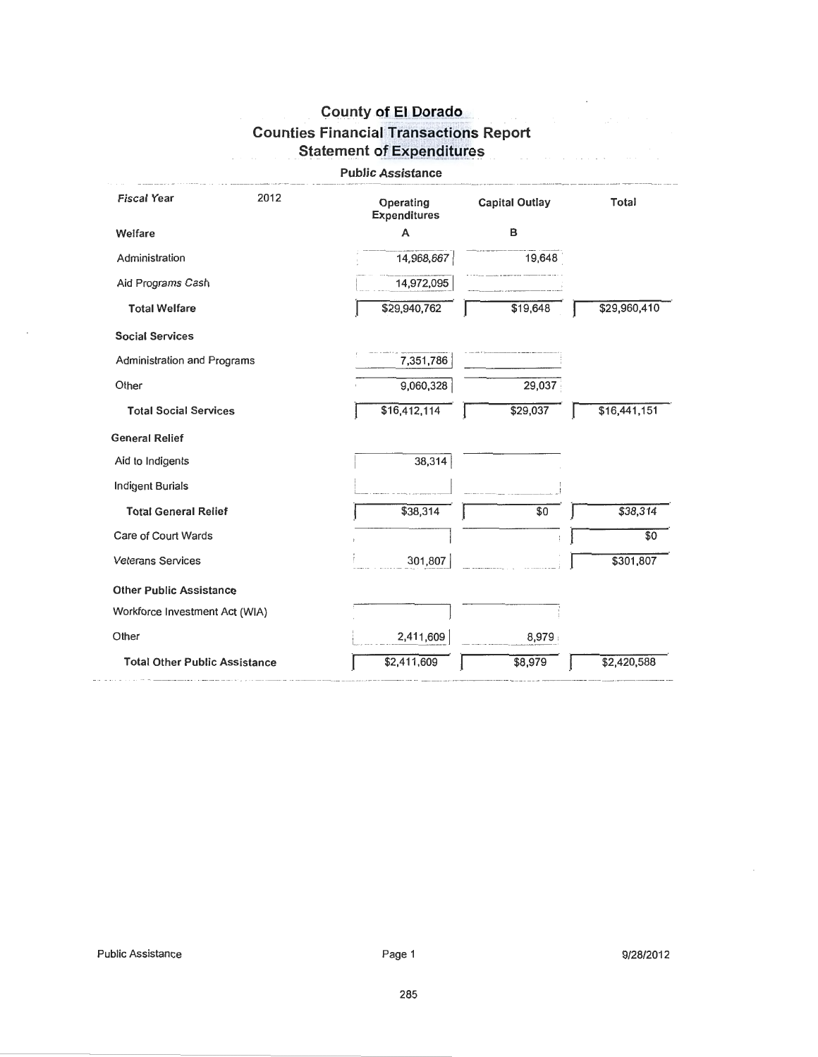# County of El Dorado
## Counties Financial Transactions Report
## Statement of Expenditures

### Public Assistance

| Fiscal Year 2012 | Operating Expenditures | Capital Outlay | Total |
|---|---|---|---|
| **Welfare** | A | B | |
| Administration | 14,968,667 | 19,648 | |
| Aid Programs Cash | 14,972,095 | | |
| **Total Welfare** | $29,940,762 | $19,648 | $29,960,410 |
| **Social Services** | | | |
| Administration and Programs | 7,351,786 | | |
| Other | 9,060,328 | 29,037 | |
| **Total Social Services** | $16,412,114 | $29,037 | $16,441,151 |
| **General Relief** | | | |
| Aid to Indigents | 38,314 | | |
| Indigent Burials | | | |
| **Total General Relief** | $38,314 | $0 | $38,314 |
| Care of Court Wards | | | $0 |
| Veterans Services | 301,807 | | $301,807 |
| **Other Public Assistance** | | | |
| Workforce Investment Act (WIA) | | | |
| Other | 2,411,609 | 8,979 | |
| **Total Other Public Assistance** | $2,411,609 | $8,979 | $2,420,588 |

Public Assistance | 9/28/2012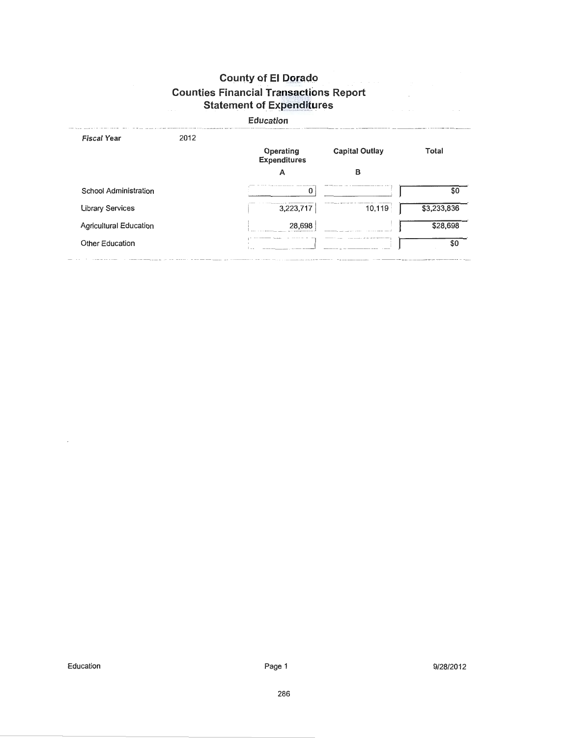# County of El Dorado
## Counties Financial Transactions Report
### Statement of Expenditures

**Education**

| *Fiscal Year* 2012 | Operating Expenditures | Capital Outlay | Total |
|---|---|---|---|
| | A | B | |
| School Administration | 0 | | $0 |
| Library Services | 3,223,717 | 10,119 | $3,233,836 |
| Agricultural Education | 28,698 | | $28,698 |
| Other Education | | | $0 |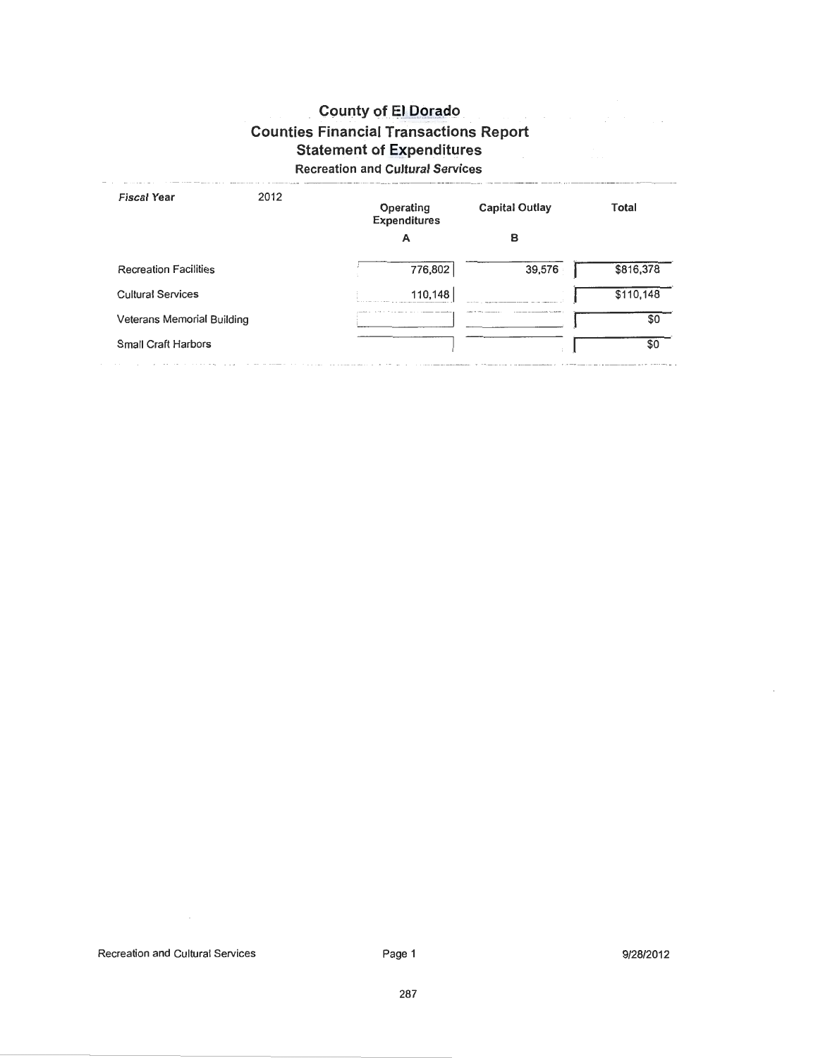# County of El Dorado
## Counties Financial Transactions Report
## Statement of Expenditures
### Recreation and Cultural Services

| *Fiscal Year* 2012 | Operating Expenditures A | Capital Outlay B | Total |
|---|---|---|---|
| Recreation Facilities | 776,802 | 39,576 | $816,378 |
| Cultural Services | 110,148 | | $110,148 |
| Veterans Memorial Building | | | $0 |
| Small Craft Harbors | | | $0 |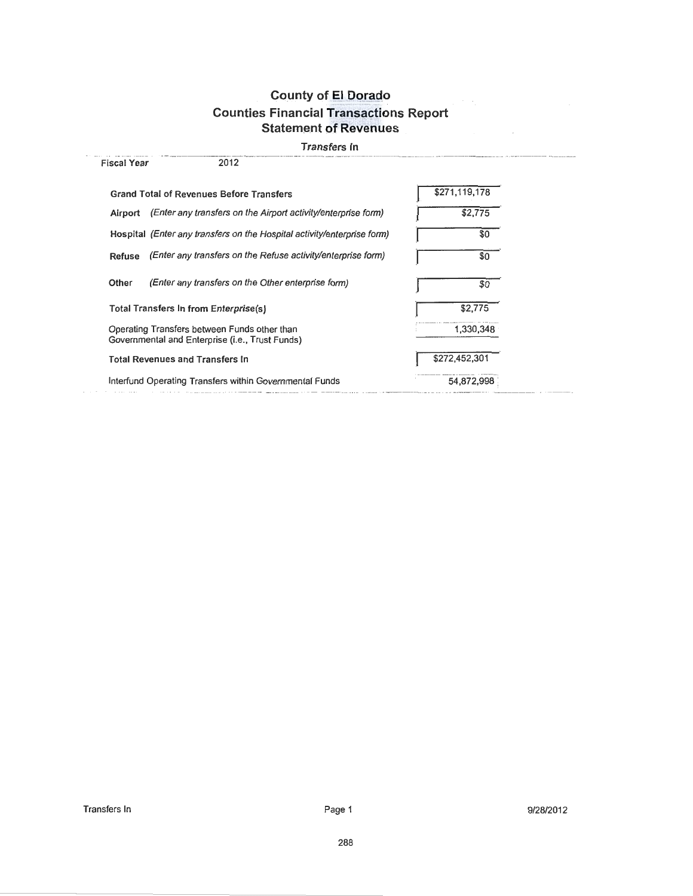# County of El Dorado
## Counties Financial Transactions Report
## Statement of Revenues

### *Transfers In*

**Fiscal Year** 2012

| | |
|---|---|
| **Grand Total of Revenues Before Transfers** | $271,119,178 |
| **Airport** *(Enter any transfers on the Airport activity/enterprise form)* | $2,775 |
| **Hospital** *(Enter any transfers on the Hospital activity/enterprise form)* | $0 |
| **Refuse** *(Enter any transfers on the Refuse activity/enterprise form)* | $0 |
| **Other** *(Enter any transfers on the Other enterprise form)* | $0 |
| **Total Transfers In from *Enterprise(s)*** | $2,775 |
| Operating Transfers between Funds other than Governmental and Enterprise (i.e., Trust Funds) | 1,330,348 |
| **Total Revenues and Transfers In** | $272,452,301 |
| Interfund Operating Transfers within Governmental Funds | 54,872,998 |

Transfers In 9/28/2012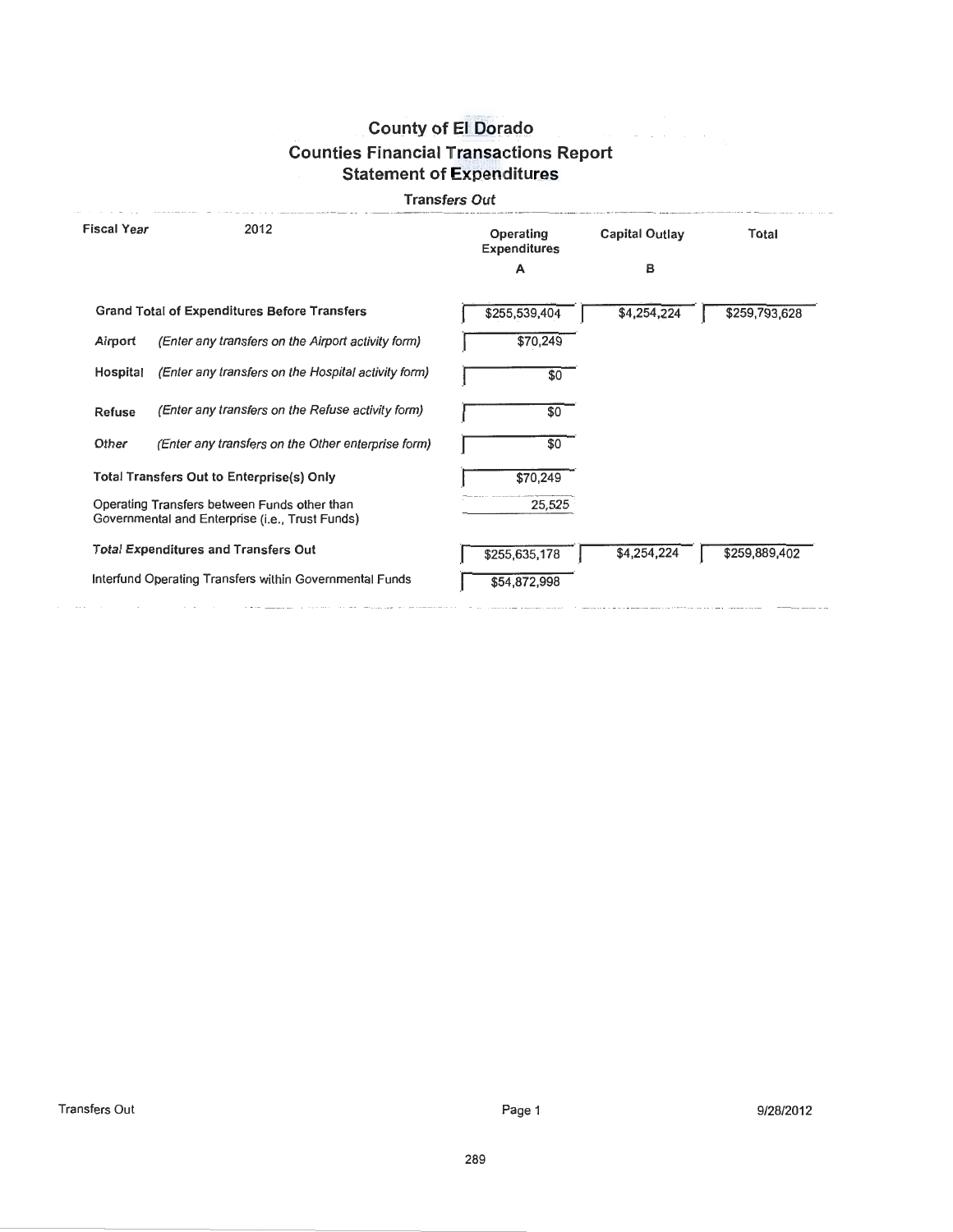# County of El Dorado
## Counties Financial Transactions Report
## Statement of Expenditures

### Transfers Out

| Fiscal Year 2012 | | Operating Expenditures<br>A | Capital Outlay<br>B | Total |
|---|---|---|---|---|
| **Grand Total of Expenditures Before Transfers** | | $255,539,404 | $4,254,224 | $259,793,628 |
| Airport | *(Enter any transfers on the Airport activity form)* | $70,249 | | |
| Hospital | *(Enter any transfers on the Hospital activity form)* | $0 | | |
| Refuse | *(Enter any transfers on the Refuse activity form)* | $0 | | |
| Other | *(Enter any transfers on the Other enterprise form)* | $0 | | |
| **Total Transfers Out to Enterprise(s) Only** | | $70,249 | | |
| Operating Transfers between Funds other than Governmental and Enterprise (i.e., Trust Funds) | | 25,525 | | |
| **Total Expenditures and Transfers Out** | | $255,635,178 | $4,254,224 | $259,889,402 |
| Interfund Operating Transfers within Governmental Funds | | $54,872,998 | | |

Transfers Out — 9/28/2012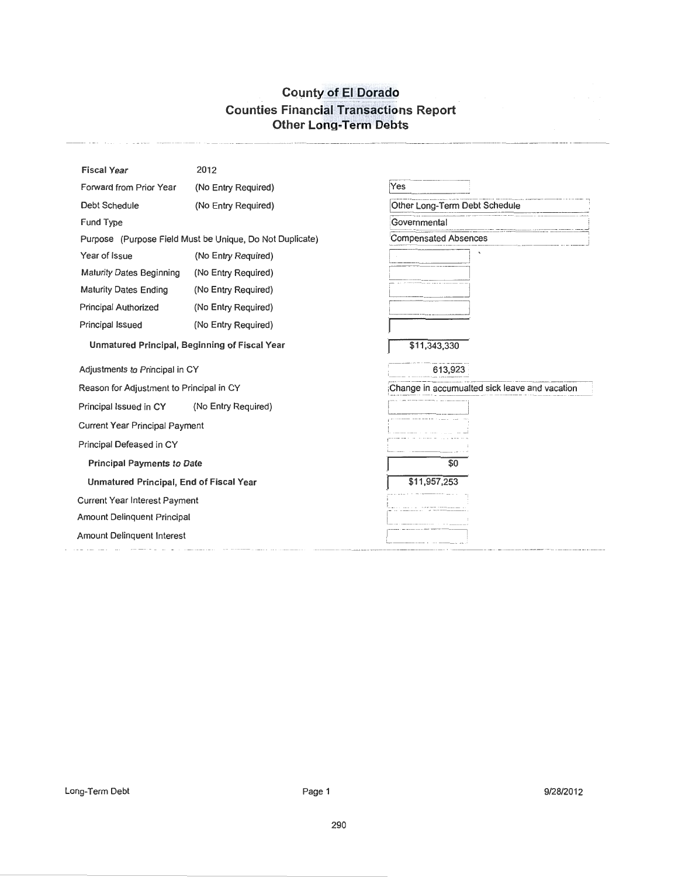# County of El Dorado
## Counties Financial Transactions Report
### Other Long-Term Debts

| Field | | Value |
|---|---|---|
| **Fiscal Year** | 2012 | |
| Forward from Prior Year | (No Entry Required) | Yes |
| Debt Schedule | (No Entry Required) | Other Long-Term Debt Schedule |
| Fund Type | | Governmental |
| Purpose (Purpose Field Must be Unique, Do Not Duplicate) | | Compensated Absences |
| Year of Issue | (No Entry Required) | |
| Maturity Dates Beginning | (No Entry Required) | |
| Maturity Dates Ending | (No Entry Required) | |
| Principal Authorized | (No Entry Required) | |
| Principal Issued | (No Entry Required) | |
| **Unmatured Principal, Beginning of Fiscal Year** | | $11,343,330 |
| Adjustments to Principal in CY | | 613,923 |
| Reason for Adjustment to Principal in CY | | Change in accumualted sick leave and vacation |
| Principal Issued in CY | (No Entry Required) | |
| Current Year Principal Payment | | |
| Principal Defeased in CY | | |
| **Principal Payments to Date** | | $0 |
| **Unmatured Principal, End of Fiscal Year** | | $11,957,253 |
| Current Year Interest Payment | | |
| Amount Delinquent Principal | | |
| Amount Delinquent Interest | | |

Long-Term Debt 9/28/2012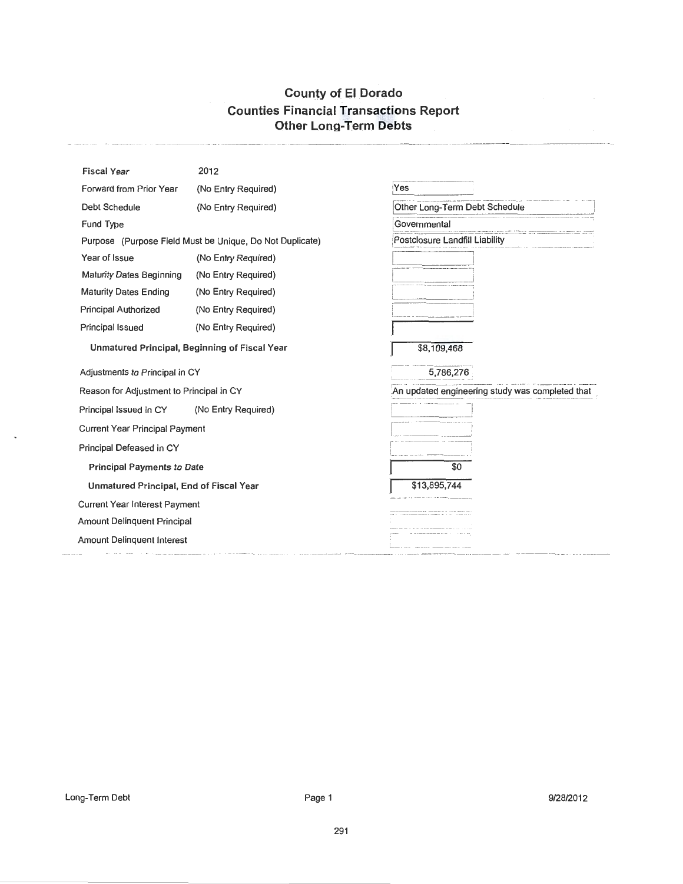# County of El Dorado
## Counties Financial Transactions Report
### Other Long-Term Debts

| Field | Note | Value |
|---|---|---|
| Fiscal Year | 2012 | |
| Forward from Prior Year | (No Entry Required) | Yes |
| Debt Schedule | (No Entry Required) | Other Long-Term Debt Schedule |
| Fund Type | | Governmental |
| Purpose (Purpose Field Must be Unique, Do Not Duplicate) | | Postclosure Landfill Liability |
| Year of Issue | (No Entry Required) | |
| Maturity Dates Beginning | (No Entry Required) | |
| Maturity Dates Ending | (No Entry Required) | |
| Principal Authorized | (No Entry Required) | |
| Principal Issued | (No Entry Required) | |
| **Unmatured Principal, Beginning of Fiscal Year** | | $8,109,468 |
| Adjustments to Principal in CY | | 5,786,276 |
| Reason for Adjustment to Principal in CY | | An updated engineering study was completed that |
| Principal Issued in CY | (No Entry Required) | |
| Current Year Principal Payment | | |
| Principal Defeased in CY | | |
| **Principal Payments to Date** | | $0 |
| **Unmatured Principal, End of Fiscal Year** | | $13,895,744 |
| Current Year Interest Payment | | |
| Amount Delinquent Principal | | |
| Amount Delinquent Interest | | |

Long-Term Debt 9/28/2012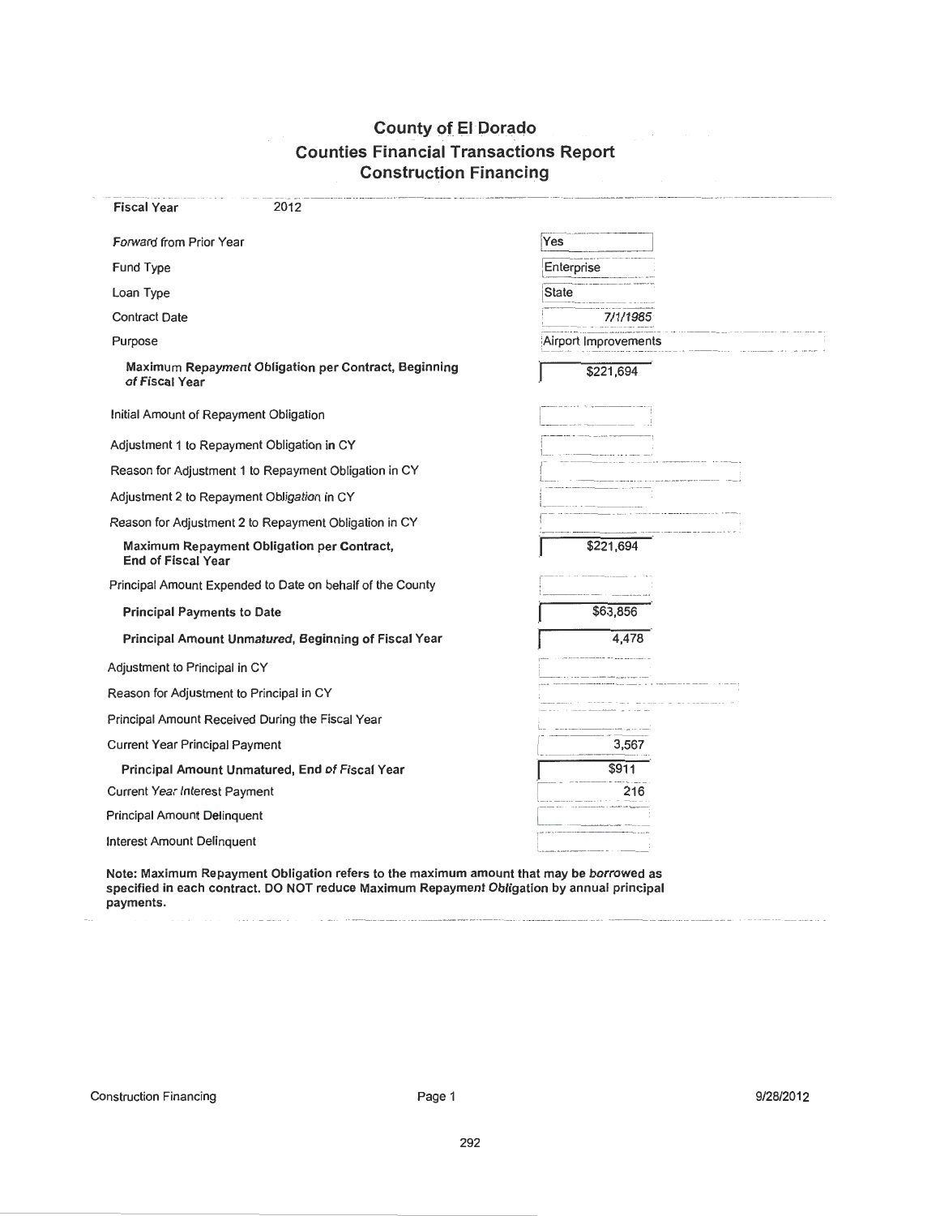# County of El Dorado
## Counties Financial Transactions Report
## Construction Financing

| Field | Value |
|---|---|
| **Fiscal Year** | 2012 |
| Forward from Prior Year | Yes |
| Fund Type | Enterprise |
| Loan Type | State |
| Contract Date | 7/1/1985 |
| Purpose | Airport Improvements |
| **Maximum Repayment Obligation per Contract, Beginning of Fiscal Year** | $221,694 |
| Initial Amount of Repayment Obligation | |
| Adjustment 1 to Repayment Obligation in CY | |
| Reason for Adjustment 1 to Repayment Obligation in CY | |
| Adjustment 2 to Repayment Obligation in CY | |
| Reason for Adjustment 2 to Repayment Obligation in CY | |
| **Maximum Repayment Obligation per Contract, End of Fiscal Year** | $221,694 |
| Principal Amount Expended to Date on behalf of the County | |
| **Principal Payments to Date** | $63,856 |
| **Principal Amount Unmatured, Beginning of Fiscal Year** | 4,478 |
| Adjustment to Principal in CY | |
| Reason for Adjustment to Principal in CY | |
| Principal Amount Received During the Fiscal Year | |
| Current Year Principal Payment | 3,567 |
| **Principal Amount Unmatured, End of Fiscal Year** | $911 |
| Current Year Interest Payment | 216 |
| Principal Amount Delinquent | |
| Interest Amount Delinquent | |

**Note: Maximum Repayment Obligation refers to the maximum amount that may be borrowed as specified in each contract. DO NOT reduce Maximum Repayment Obligation by annual principal payments.**

Construction Financing | 9/28/2012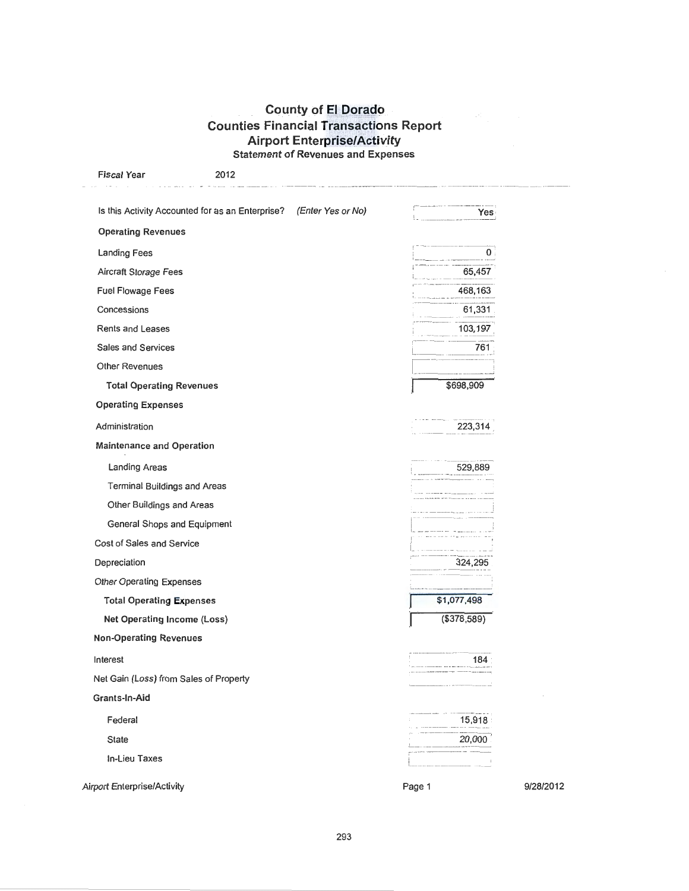# County of El Dorado
## Counties Financial Transactions Report
## Airport Enterprise/Activity
### Statement of Revenues and Expenses

**Fiscal Year** 2012

| | |
|---|---|
| Is this Activity Accounted for as an Enterprise? *(Enter Yes or No)* | Yes |
| **Operating Revenues** | |
| Landing Fees | 0 |
| Aircraft Storage Fees | 65,457 |
| Fuel Flowage Fees | 468,163 |
| Concessions | 61,331 |
| Rents and Leases | 103,197 |
| Sales and Services | 761 |
| Other Revenues | |
| **Total Operating Revenues** | $698,909 |
| **Operating Expenses** | |
| Administration | 223,314 |
| **Maintenance and Operation** | |
| Landing Areas | 529,889 |
| Terminal Buildings and Areas | |
| Other Buildings and Areas | |
| General Shops and Equipment | |
| Cost of Sales and Service | |
| Depreciation | 324,295 |
| Other Operating Expenses | |
| **Total Operating Expenses** | $1,077,498 |
| **Net Operating Income (Loss)** | ($378,589) |
| **Non-Operating Revenues** | |
| Interest | 184 |
| Net Gain (Loss) from Sales of Property | |
| **Grants-In-Aid** | |
| Federal | 15,918 |
| State | 20,000 |
| In-Lieu Taxes | |

Airport Enterprise/Activity — Page 1 — 9/28/2012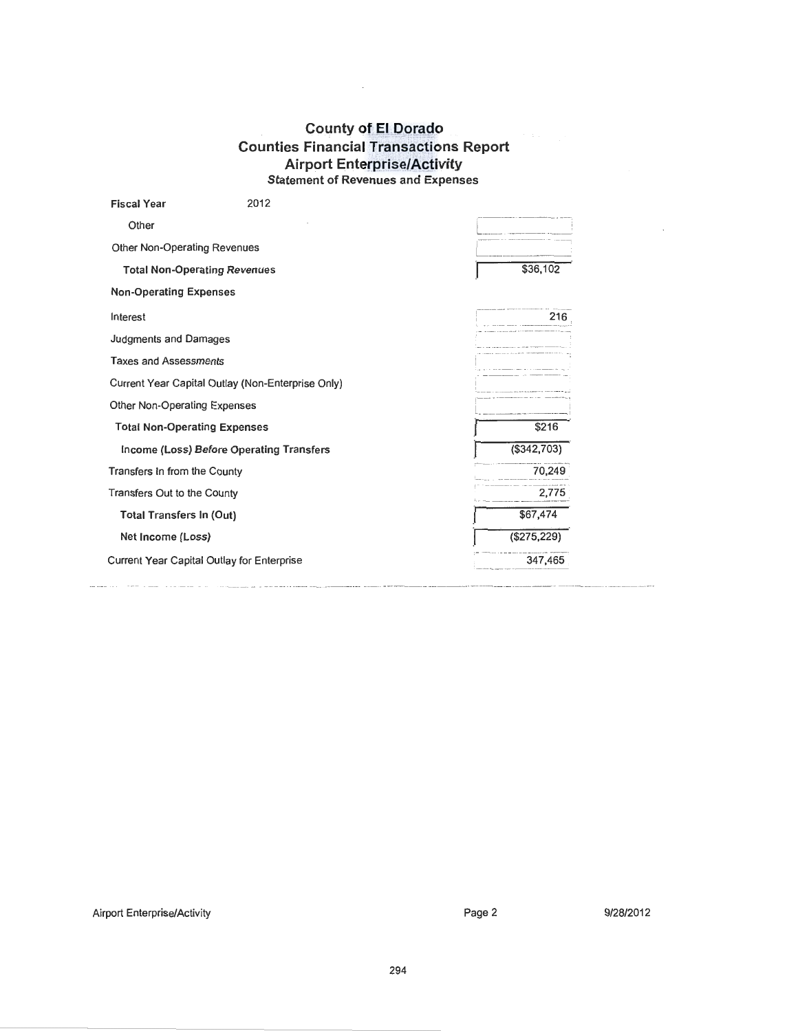# County of El Dorado
## Counties Financial Transactions Report
## Airport Enterprise/Activity
### Statement of Revenues and Expenses

| Fiscal Year 2012 | |
|---|---|
| Other | |
| Other Non-Operating Revenues | |
| **Total Non-Operating Revenues** | $36,102 |
| **Non-Operating Expenses** | |
| Interest | 216 |
| Judgments and Damages | |
| Taxes and Assessments | |
| Current Year Capital Outlay (Non-Enterprise Only) | |
| Other Non-Operating Expenses | |
| **Total Non-Operating Expenses** | $216 |
| **Income (Loss) Before Operating Transfers** | ($342,703) |
| Transfers In from the County | 70,249 |
| Transfers Out to the County | 2,775 |
| **Total Transfers In (Out)** | $67,474 |
| **Net Income (Loss)** | ($275,229) |
| Current Year Capital Outlay for Enterprise | 347,465 |

Airport Enterprise/Activity Page 2 9/28/2012